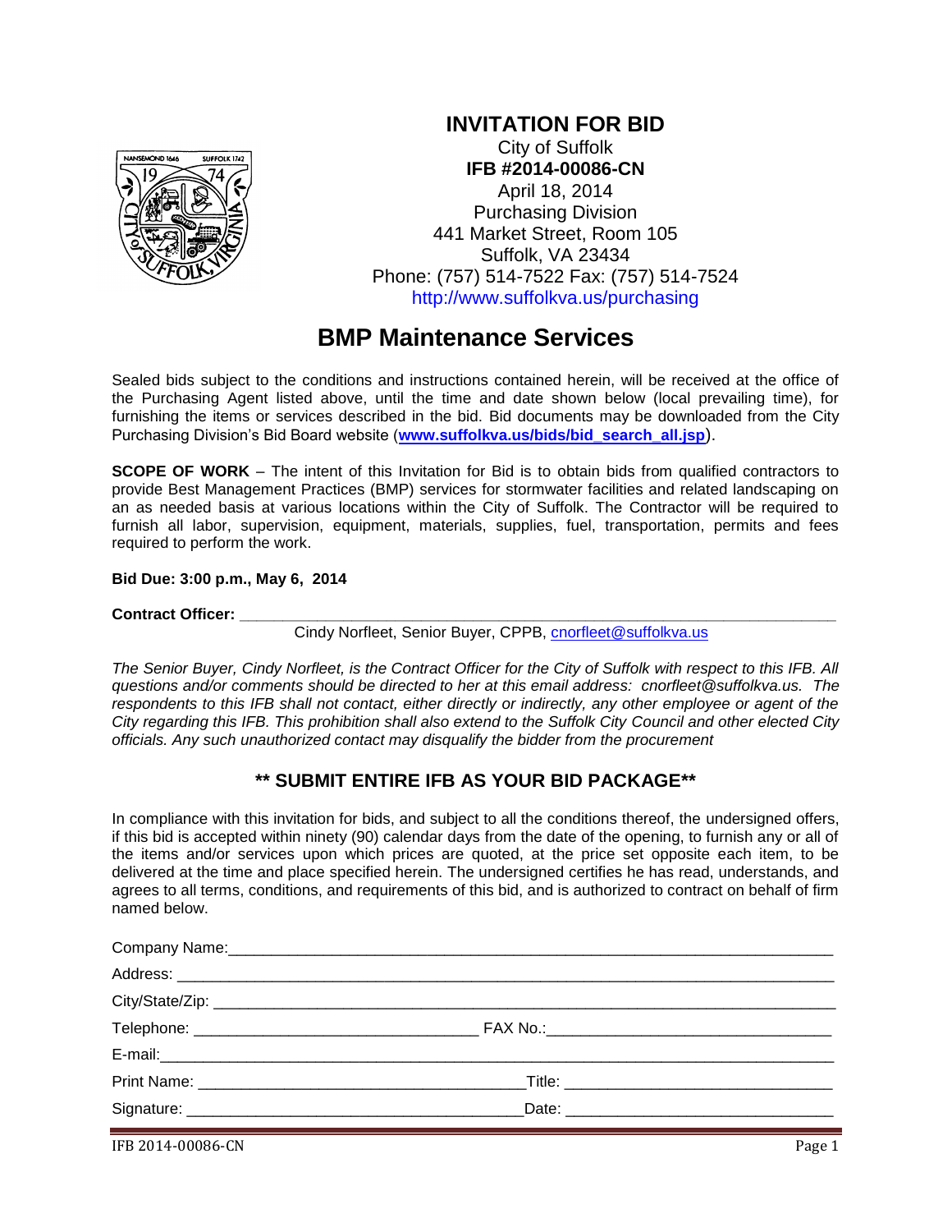# INVITATION FOR BID

City of Suffolk
**IFB #2014-00086-CN**
April 18, 2014
Purchasing Division
441 Market Street, Room 105
Suffolk, VA 23434
Phone: (757) 514-7522 Fax: (757) 514-7524
http://www.suffolkva.us/purchasing

## BMP Maintenance Services

Sealed bids subject to the conditions and instructions contained herein, will be received at the office of the Purchasing Agent listed above, until the time and date shown below (local prevailing time), for furnishing the items or services described in the bid. Bid documents may be downloaded from the City Purchasing Division's Bid Board website (**www.suffolkva.us/bids/bid_search_all.jsp**).

**SCOPE OF WORK** – The intent of this Invitation for Bid is to obtain bids from qualified contractors to provide Best Management Practices (BMP) services for stormwater facilities and related landscaping on an as needed basis at various locations within the City of Suffolk. The Contractor will be required to furnish all labor, supervision, equipment, materials, supplies, fuel, transportation, permits and fees required to perform the work.

**Bid Due: 3:00 p.m., May 6, 2014**

**Contract Officer:** ______________________________________________
Cindy Norfleet, Senior Buyer, CPPB, cnorfleet@suffolkva.us

*The Senior Buyer, Cindy Norfleet, is the Contract Officer for the City of Suffolk with respect to this IFB. All questions and/or comments should be directed to her at this email address: cnorfleet@suffolkva.us. The respondents to this IFB shall not contact, either directly or indirectly, any other employee or agent of the City regarding this IFB. This prohibition shall also extend to the Suffolk City Council and other elected City officials. Any such unauthorized contact may disqualify the bidder from the procurement*

### ** SUBMIT ENTIRE IFB AS YOUR BID PACKAGE**

In compliance with this invitation for bids, and subject to all the conditions thereof, the undersigned offers, if this bid is accepted within ninety (90) calendar days from the date of the opening, to furnish any or all of the items and/or services upon which prices are quoted, at the price set opposite each item, to be delivered at the time and place specified herein. The undersigned certifies he has read, understands, and agrees to all terms, conditions, and requirements of this bid, and is authorized to contract on behalf of firm named below.

Company Name:______________________________________________

Address: ______________________________________________

City/State/Zip: ______________________________________________

Telephone: ______________________ FAX No.:______________________

E-mail:______________________________________________

Print Name: ______________________ Title: ______________________

Signature: ______________________ Date: ______________________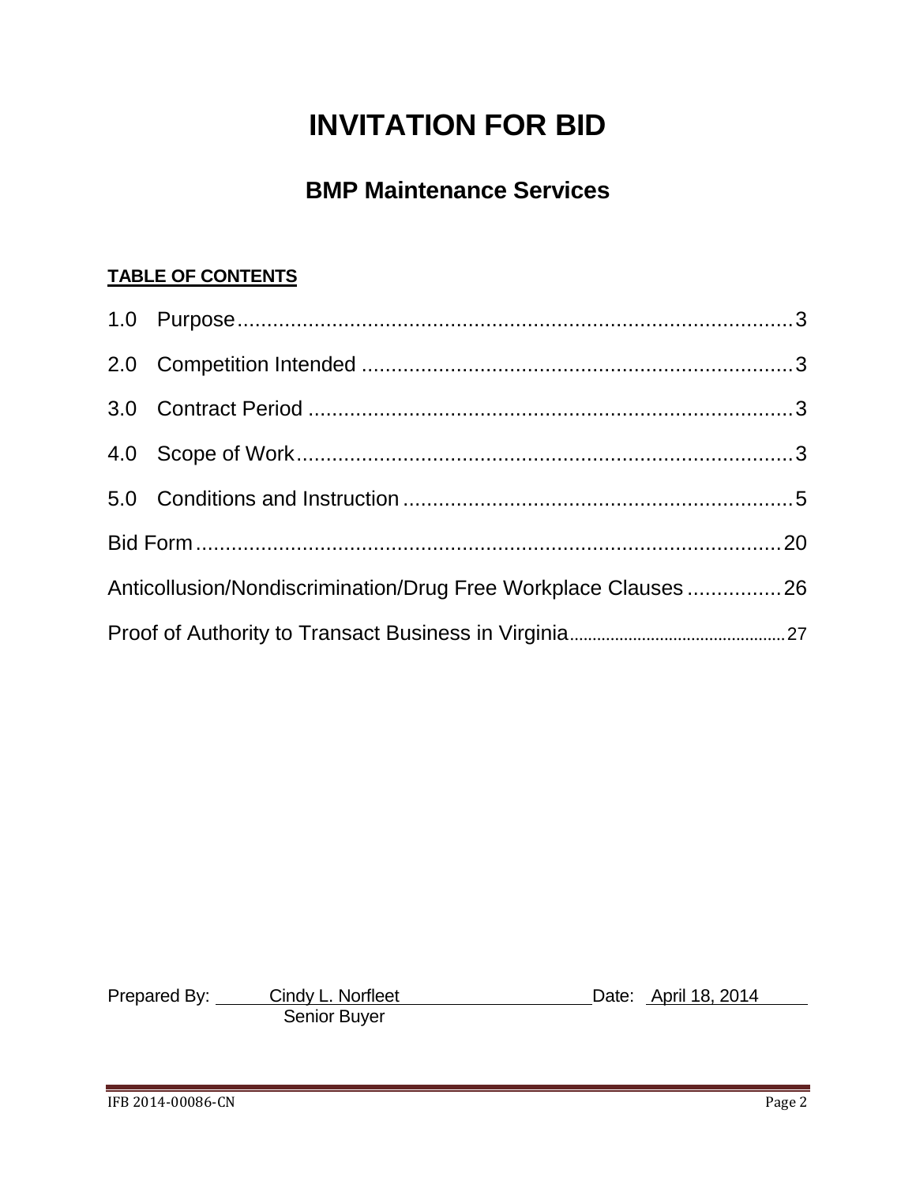# INVITATION FOR BID

## BMP Maintenance Services

**TABLE OF CONTENTS**

1.0 Purpose.....................................................................................3

2.0 Competition Intended .................................................................3

3.0 Contract Period ..........................................................................3

4.0 Scope of Work............................................................................3

5.0 Conditions and Instruction ..........................................................5

Bid Form..........................................................................................20

Anticollusion/Nondiscrimination/Drug Free Workplace Clauses ................26

Proof of Authority to Transact Business in Virginia...............................................27

Prepared By: Cindy L. Norfleet Date: April 18, 2014
Senior Buyer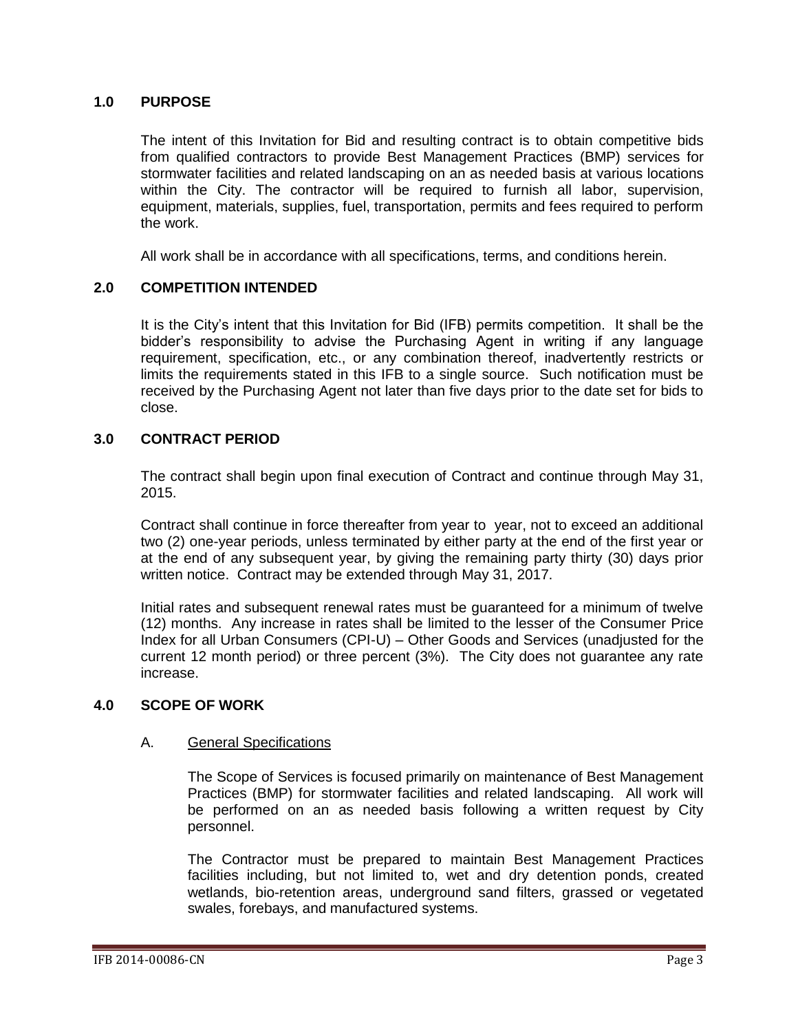## 1.0 PURPOSE

The intent of this Invitation for Bid and resulting contract is to obtain competitive bids from qualified contractors to provide Best Management Practices (BMP) services for stormwater facilities and related landscaping on an as needed basis at various locations within the City. The contractor will be required to furnish all labor, supervision, equipment, materials, supplies, fuel, transportation, permits and fees required to perform the work.

All work shall be in accordance with all specifications, terms, and conditions herein.

## 2.0 COMPETITION INTENDED

It is the City's intent that this Invitation for Bid (IFB) permits competition. It shall be the bidder's responsibility to advise the Purchasing Agent in writing if any language requirement, specification, etc., or any combination thereof, inadvertently restricts or limits the requirements stated in this IFB to a single source. Such notification must be received by the Purchasing Agent not later than five days prior to the date set for bids to close.

## 3.0 CONTRACT PERIOD

The contract shall begin upon final execution of Contract and continue through May 31, 2015.

Contract shall continue in force thereafter from year to year, not to exceed an additional two (2) one-year periods, unless terminated by either party at the end of the first year or at the end of any subsequent year, by giving the remaining party thirty (30) days prior written notice. Contract may be extended through May 31, 2017.

Initial rates and subsequent renewal rates must be guaranteed for a minimum of twelve (12) months. Any increase in rates shall be limited to the lesser of the Consumer Price Index for all Urban Consumers (CPI-U) – Other Goods and Services (unadjusted for the current 12 month period) or three percent (3%). The City does not guarantee any rate increase.

## 4.0 SCOPE OF WORK

### A. General Specifications

The Scope of Services is focused primarily on maintenance of Best Management Practices (BMP) for stormwater facilities and related landscaping. All work will be performed on an as needed basis following a written request by City personnel.

The Contractor must be prepared to maintain Best Management Practices facilities including, but not limited to, wet and dry detention ponds, created wetlands, bio-retention areas, underground sand filters, grassed or vegetated swales, forebays, and manufactured systems.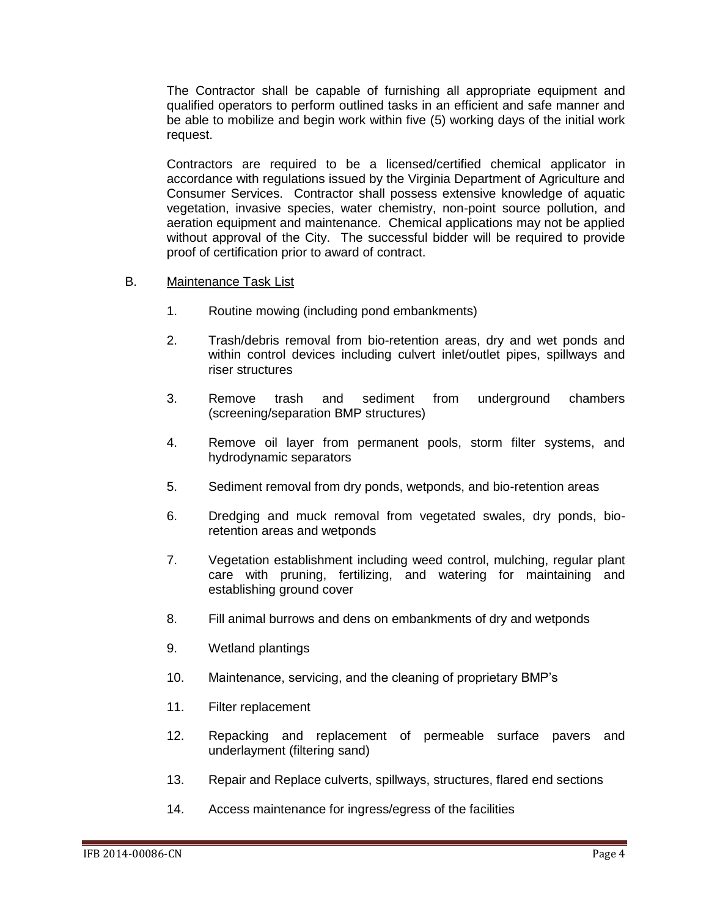The Contractor shall be capable of furnishing all appropriate equipment and qualified operators to perform outlined tasks in an efficient and safe manner and be able to mobilize and begin work within five (5) working days of the initial work request.

Contractors are required to be a licensed/certified chemical applicator in accordance with regulations issued by the Virginia Department of Agriculture and Consumer Services. Contractor shall possess extensive knowledge of aquatic vegetation, invasive species, water chemistry, non-point source pollution, and aeration equipment and maintenance. Chemical applications may not be applied without approval of the City. The successful bidder will be required to provide proof of certification prior to award of contract.

B. <u>Maintenance Task List</u>

1. Routine mowing (including pond embankments)
2. Trash/debris removal from bio-retention areas, dry and wet ponds and within control devices including culvert inlet/outlet pipes, spillways and riser structures
3. Remove trash and sediment from underground chambers (screening/separation BMP structures)
4. Remove oil layer from permanent pools, storm filter systems, and hydrodynamic separators
5. Sediment removal from dry ponds, wetponds, and bio-retention areas
6. Dredging and muck removal from vegetated swales, dry ponds, bio-retention areas and wetponds
7. Vegetation establishment including weed control, mulching, regular plant care with pruning, fertilizing, and watering for maintaining and establishing ground cover
8. Fill animal burrows and dens on embankments of dry and wetponds
9. Wetland plantings
10. Maintenance, servicing, and the cleaning of proprietary BMP's
11. Filter replacement
12. Repacking and replacement of permeable surface pavers and underlayment (filtering sand)
13. Repair and Replace culverts, spillways, structures, flared end sections
14. Access maintenance for ingress/egress of the facilities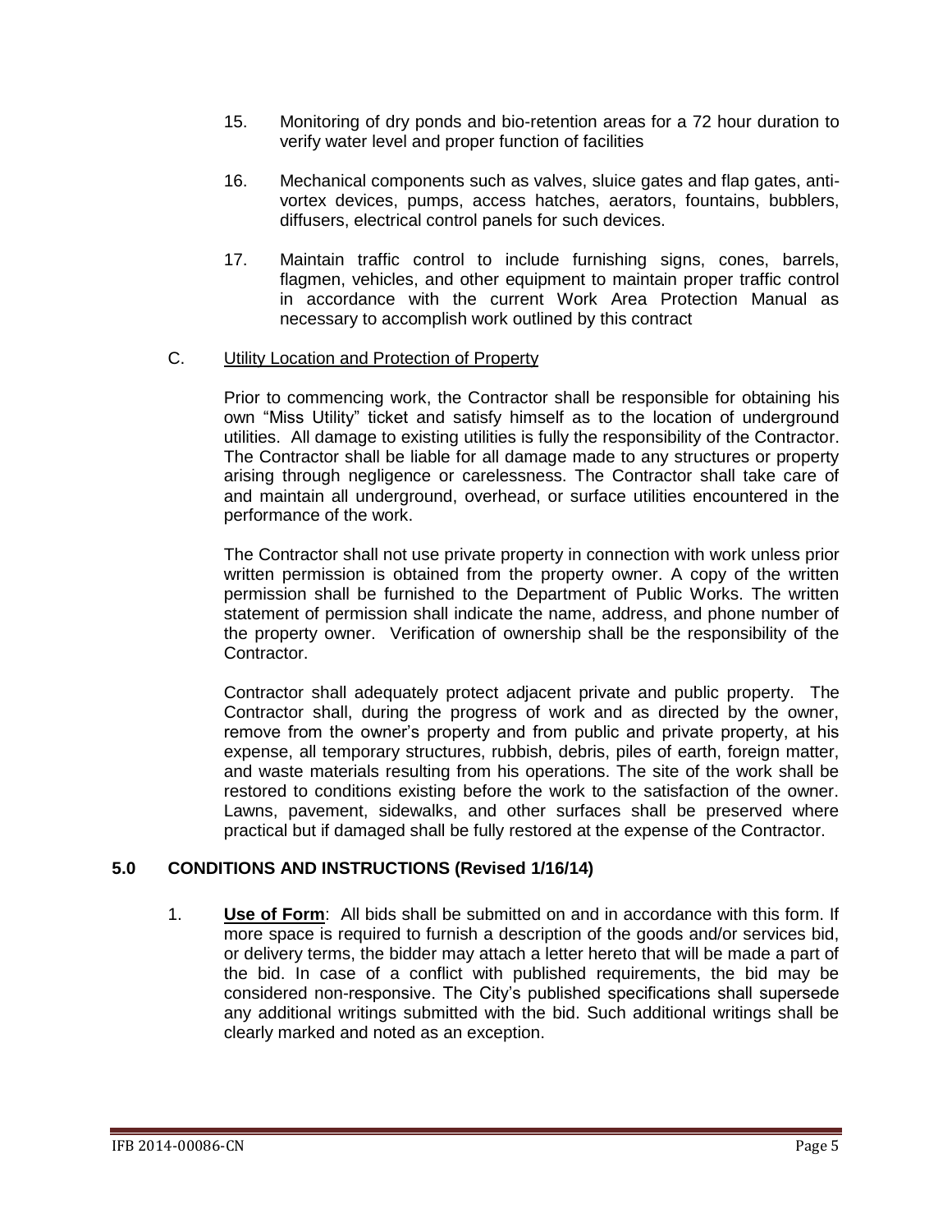15. Monitoring of dry ponds and bio-retention areas for a 72 hour duration to verify water level and proper function of facilities

16. Mechanical components such as valves, sluice gates and flap gates, anti-vortex devices, pumps, access hatches, aerators, fountains, bubblers, diffusers, electrical control panels for such devices.

17. Maintain traffic control to include furnishing signs, cones, barrels, flagmen, vehicles, and other equipment to maintain proper traffic control in accordance with the current Work Area Protection Manual as necessary to accomplish work outlined by this contract

C. Utility Location and Protection of Property

Prior to commencing work, the Contractor shall be responsible for obtaining his own "Miss Utility" ticket and satisfy himself as to the location of underground utilities. All damage to existing utilities is fully the responsibility of the Contractor. The Contractor shall be liable for all damage made to any structures or property arising through negligence or carelessness. The Contractor shall take care of and maintain all underground, overhead, or surface utilities encountered in the performance of the work.

The Contractor shall not use private property in connection with work unless prior written permission is obtained from the property owner. A copy of the written permission shall be furnished to the Department of Public Works. The written statement of permission shall indicate the name, address, and phone number of the property owner. Verification of ownership shall be the responsibility of the Contractor.

Contractor shall adequately protect adjacent private and public property. The Contractor shall, during the progress of work and as directed by the owner, remove from the owner's property and from public and private property, at his expense, all temporary structures, rubbish, debris, piles of earth, foreign matter, and waste materials resulting from his operations. The site of the work shall be restored to conditions existing before the work to the satisfaction of the owner. Lawns, pavement, sidewalks, and other surfaces shall be preserved where practical but if damaged shall be fully restored at the expense of the Contractor.

## 5.0 CONDITIONS AND INSTRUCTIONS (Revised 1/16/14)

1. **Use of Form**: All bids shall be submitted on and in accordance with this form. If more space is required to furnish a description of the goods and/or services bid, or delivery terms, the bidder may attach a letter hereto that will be made a part of the bid. In case of a conflict with published requirements, the bid may be considered non-responsive. The City's published specifications shall supersede any additional writings submitted with the bid. Such additional writings shall be clearly marked and noted as an exception.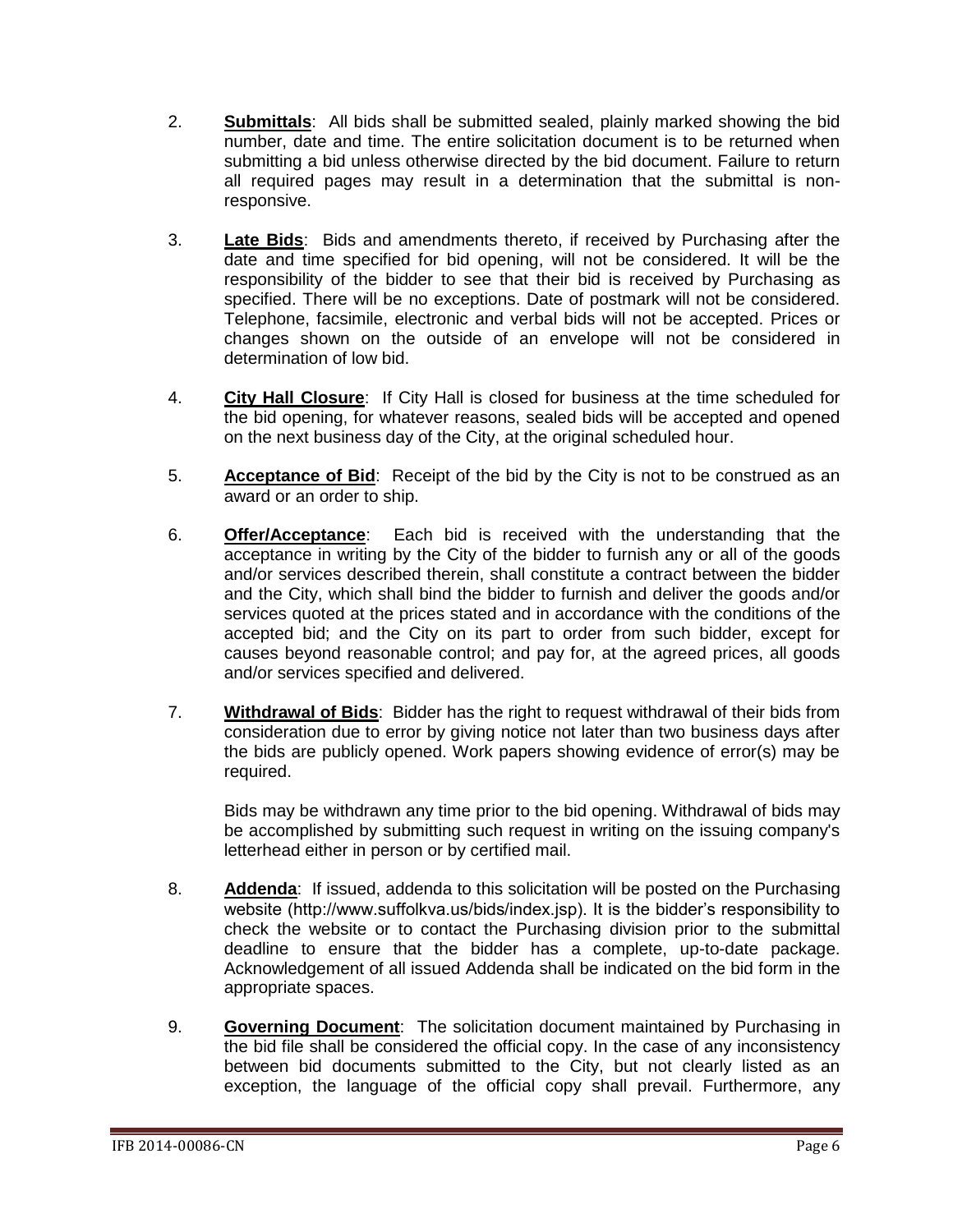2. **Submittals**: All bids shall be submitted sealed, plainly marked showing the bid number, date and time. The entire solicitation document is to be returned when submitting a bid unless otherwise directed by the bid document. Failure to return all required pages may result in a determination that the submittal is non-responsive.

3. **Late Bids**: Bids and amendments thereto, if received by Purchasing after the date and time specified for bid opening, will not be considered. It will be the responsibility of the bidder to see that their bid is received by Purchasing as specified. There will be no exceptions. Date of postmark will not be considered. Telephone, facsimile, electronic and verbal bids will not be accepted. Prices or changes shown on the outside of an envelope will not be considered in determination of low bid.

4. **City Hall Closure**: If City Hall is closed for business at the time scheduled for the bid opening, for whatever reasons, sealed bids will be accepted and opened on the next business day of the City, at the original scheduled hour.

5. **Acceptance of Bid**: Receipt of the bid by the City is not to be construed as an award or an order to ship.

6. **Offer/Acceptance**: Each bid is received with the understanding that the acceptance in writing by the City of the bidder to furnish any or all of the goods and/or services described therein, shall constitute a contract between the bidder and the City, which shall bind the bidder to furnish and deliver the goods and/or services quoted at the prices stated and in accordance with the conditions of the accepted bid; and the City on its part to order from such bidder, except for causes beyond reasonable control; and pay for, at the agreed prices, all goods and/or services specified and delivered.

7. **Withdrawal of Bids**: Bidder has the right to request withdrawal of their bids from consideration due to error by giving notice not later than two business days after the bids are publicly opened. Work papers showing evidence of error(s) may be required.

   Bids may be withdrawn any time prior to the bid opening. Withdrawal of bids may be accomplished by submitting such request in writing on the issuing company's letterhead either in person or by certified mail.

8. **Addenda**: If issued, addenda to this solicitation will be posted on the Purchasing website (http://www.suffolkva.us/bids/index.jsp). It is the bidder's responsibility to check the website or to contact the Purchasing division prior to the submittal deadline to ensure that the bidder has a complete, up-to-date package. Acknowledgement of all issued Addenda shall be indicated on the bid form in the appropriate spaces.

9. **Governing Document**: The solicitation document maintained by Purchasing in the bid file shall be considered the official copy. In the case of any inconsistency between bid documents submitted to the City, but not clearly listed as an exception, the language of the official copy shall prevail. Furthermore, any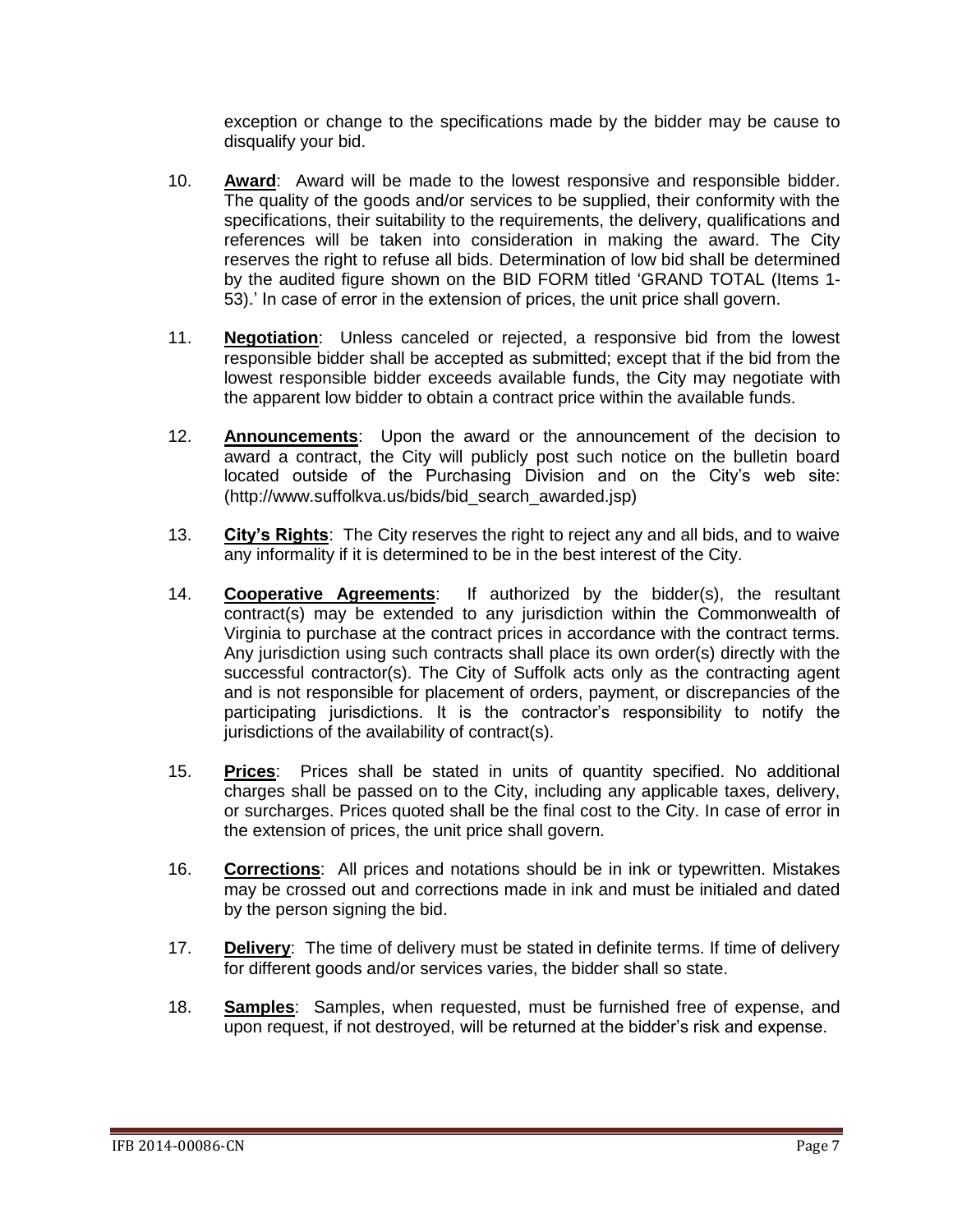exception or change to the specifications made by the bidder may be cause to disqualify your bid.

10. **Award**: Award will be made to the lowest responsive and responsible bidder. The quality of the goods and/or services to be supplied, their conformity with the specifications, their suitability to the requirements, the delivery, qualifications and references will be taken into consideration in making the award. The City reserves the right to refuse all bids. Determination of low bid shall be determined by the audited figure shown on the BID FORM titled 'GRAND TOTAL (Items 1-53).' In case of error in the extension of prices, the unit price shall govern.

11. **Negotiation**: Unless canceled or rejected, a responsive bid from the lowest responsible bidder shall be accepted as submitted; except that if the bid from the lowest responsible bidder exceeds available funds, the City may negotiate with the apparent low bidder to obtain a contract price within the available funds.

12. **Announcements**: Upon the award or the announcement of the decision to award a contract, the City will publicly post such notice on the bulletin board located outside of the Purchasing Division and on the City's web site: (http://www.suffolkva.us/bids/bid_search_awarded.jsp)

13. **City's Rights**: The City reserves the right to reject any and all bids, and to waive any informality if it is determined to be in the best interest of the City.

14. **Cooperative Agreements**: If authorized by the bidder(s), the resultant contract(s) may be extended to any jurisdiction within the Commonwealth of Virginia to purchase at the contract prices in accordance with the contract terms. Any jurisdiction using such contracts shall place its own order(s) directly with the successful contractor(s). The City of Suffolk acts only as the contracting agent and is not responsible for placement of orders, payment, or discrepancies of the participating jurisdictions. It is the contractor's responsibility to notify the jurisdictions of the availability of contract(s).

15. **Prices**: Prices shall be stated in units of quantity specified. No additional charges shall be passed on to the City, including any applicable taxes, delivery, or surcharges. Prices quoted shall be the final cost to the City. In case of error in the extension of prices, the unit price shall govern.

16. **Corrections**: All prices and notations should be in ink or typewritten. Mistakes may be crossed out and corrections made in ink and must be initialed and dated by the person signing the bid.

17. **Delivery**: The time of delivery must be stated in definite terms. If time of delivery for different goods and/or services varies, the bidder shall so state.

18. **Samples**: Samples, when requested, must be furnished free of expense, and upon request, if not destroyed, will be returned at the bidder's risk and expense.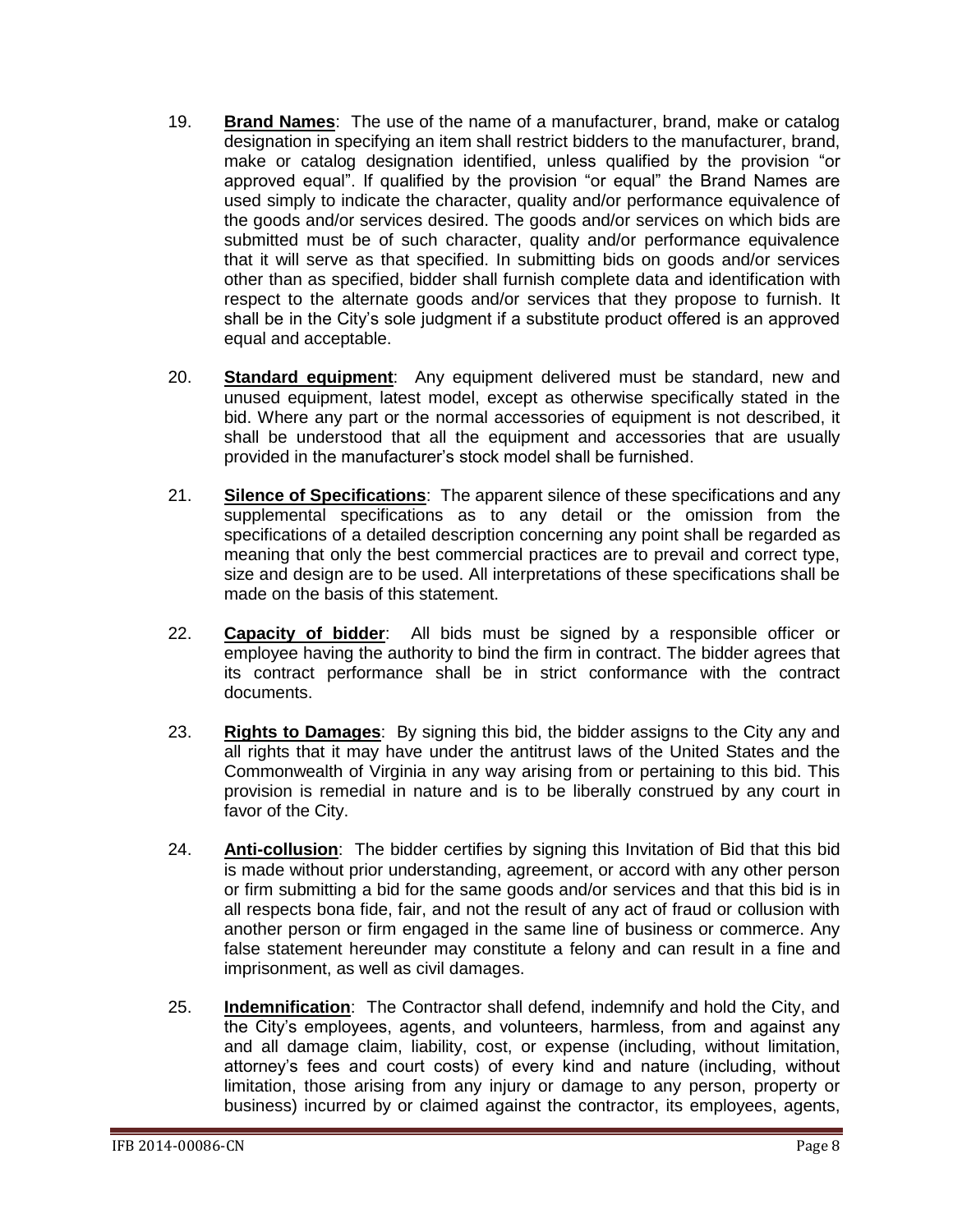19. **Brand Names**: The use of the name of a manufacturer, brand, make or catalog designation in specifying an item shall restrict bidders to the manufacturer, brand, make or catalog designation identified, unless qualified by the provision "or approved equal". If qualified by the provision "or equal" the Brand Names are used simply to indicate the character, quality and/or performance equivalence of the goods and/or services desired. The goods and/or services on which bids are submitted must be of such character, quality and/or performance equivalence that it will serve as that specified. In submitting bids on goods and/or services other than as specified, bidder shall furnish complete data and identification with respect to the alternate goods and/or services that they propose to furnish. It shall be in the City's sole judgment if a substitute product offered is an approved equal and acceptable.

20. **Standard equipment**: Any equipment delivered must be standard, new and unused equipment, latest model, except as otherwise specifically stated in the bid. Where any part or the normal accessories of equipment is not described, it shall be understood that all the equipment and accessories that are usually provided in the manufacturer's stock model shall be furnished.

21. **Silence of Specifications**: The apparent silence of these specifications and any supplemental specifications as to any detail or the omission from the specifications of a detailed description concerning any point shall be regarded as meaning that only the best commercial practices are to prevail and correct type, size and design are to be used. All interpretations of these specifications shall be made on the basis of this statement.

22. **Capacity of bidder**: All bids must be signed by a responsible officer or employee having the authority to bind the firm in contract. The bidder agrees that its contract performance shall be in strict conformance with the contract documents.

23. **Rights to Damages**: By signing this bid, the bidder assigns to the City any and all rights that it may have under the antitrust laws of the United States and the Commonwealth of Virginia in any way arising from or pertaining to this bid. This provision is remedial in nature and is to be liberally construed by any court in favor of the City.

24. **Anti-collusion**: The bidder certifies by signing this Invitation of Bid that this bid is made without prior understanding, agreement, or accord with any other person or firm submitting a bid for the same goods and/or services and that this bid is in all respects bona fide, fair, and not the result of any act of fraud or collusion with another person or firm engaged in the same line of business or commerce. Any false statement hereunder may constitute a felony and can result in a fine and imprisonment, as well as civil damages.

25. **Indemnification**: The Contractor shall defend, indemnify and hold the City, and the City's employees, agents, and volunteers, harmless, from and against any and all damage claim, liability, cost, or expense (including, without limitation, attorney's fees and court costs) of every kind and nature (including, without limitation, those arising from any injury or damage to any person, property or business) incurred by or claimed against the contractor, its employees, agents,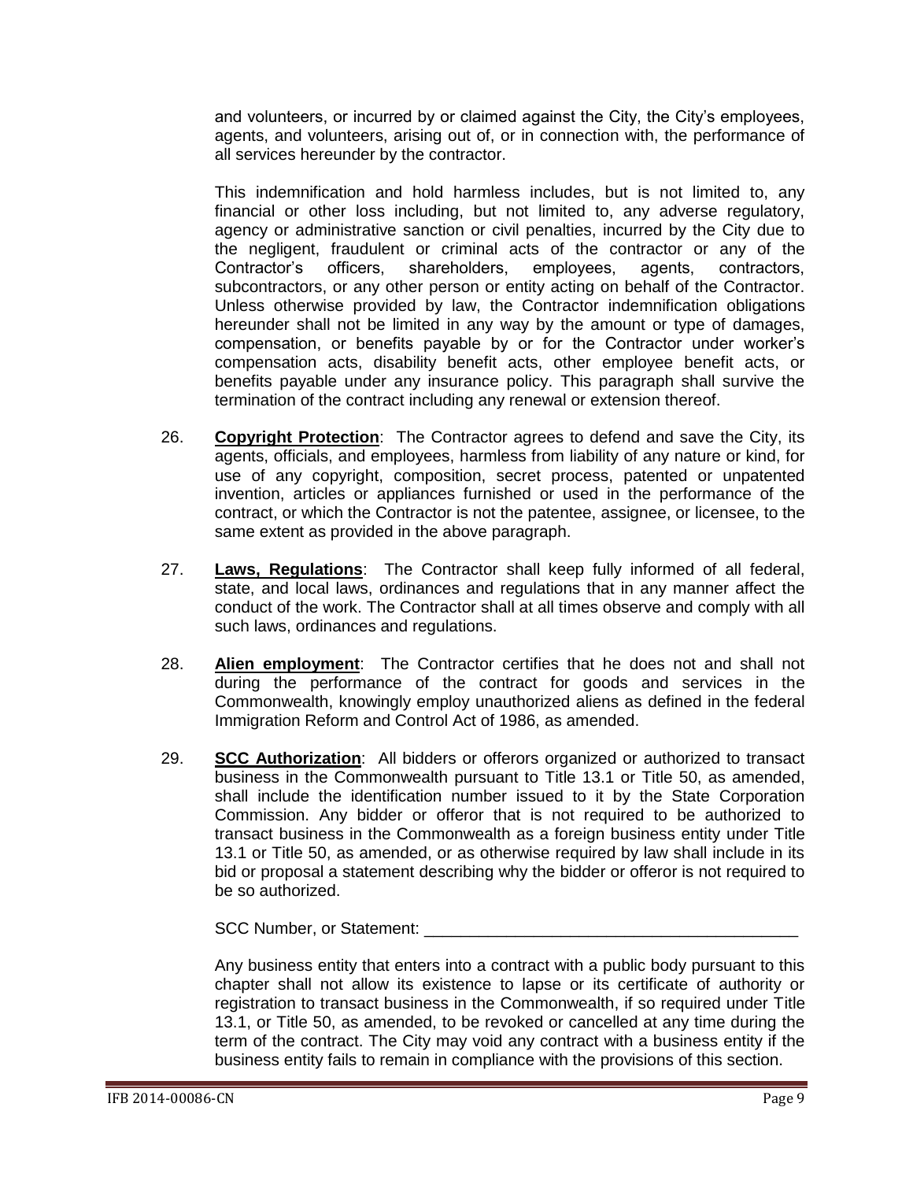and volunteers, or incurred by or claimed against the City, the City's employees, agents, and volunteers, arising out of, or in connection with, the performance of all services hereunder by the contractor.

This indemnification and hold harmless includes, but is not limited to, any financial or other loss including, but not limited to, any adverse regulatory, agency or administrative sanction or civil penalties, incurred by the City due to the negligent, fraudulent or criminal acts of the contractor or any of the Contractor's officers, shareholders, employees, agents, contractors, subcontractors, or any other person or entity acting on behalf of the Contractor. Unless otherwise provided by law, the Contractor indemnification obligations hereunder shall not be limited in any way by the amount or type of damages, compensation, or benefits payable by or for the Contractor under worker's compensation acts, disability benefit acts, other employee benefit acts, or benefits payable under any insurance policy. This paragraph shall survive the termination of the contract including any renewal or extension thereof.

26. **Copyright Protection**: The Contractor agrees to defend and save the City, its agents, officials, and employees, harmless from liability of any nature or kind, for use of any copyright, composition, secret process, patented or unpatented invention, articles or appliances furnished or used in the performance of the contract, or which the Contractor is not the patentee, assignee, or licensee, to the same extent as provided in the above paragraph.

27. **Laws, Regulations**: The Contractor shall keep fully informed of all federal, state, and local laws, ordinances and regulations that in any manner affect the conduct of the work. The Contractor shall at all times observe and comply with all such laws, ordinances and regulations.

28. **Alien employment**: The Contractor certifies that he does not and shall not during the performance of the contract for goods and services in the Commonwealth, knowingly employ unauthorized aliens as defined in the federal Immigration Reform and Control Act of 1986, as amended.

29. **SCC Authorization**: All bidders or offerors organized or authorized to transact business in the Commonwealth pursuant to Title 13.1 or Title 50, as amended, shall include the identification number issued to it by the State Corporation Commission. Any bidder or offeror that is not required to be authorized to transact business in the Commonwealth as a foreign business entity under Title 13.1 or Title 50, as amended, or as otherwise required by law shall include in its bid or proposal a statement describing why the bidder or offeror is not required to be so authorized.

    SCC Number, or Statement: ____________________________________________

    Any business entity that enters into a contract with a public body pursuant to this chapter shall not allow its existence to lapse or its certificate of authority or registration to transact business in the Commonwealth, if so required under Title 13.1, or Title 50, as amended, to be revoked or cancelled at any time during the term of the contract. The City may void any contract with a business entity if the business entity fails to remain in compliance with the provisions of this section.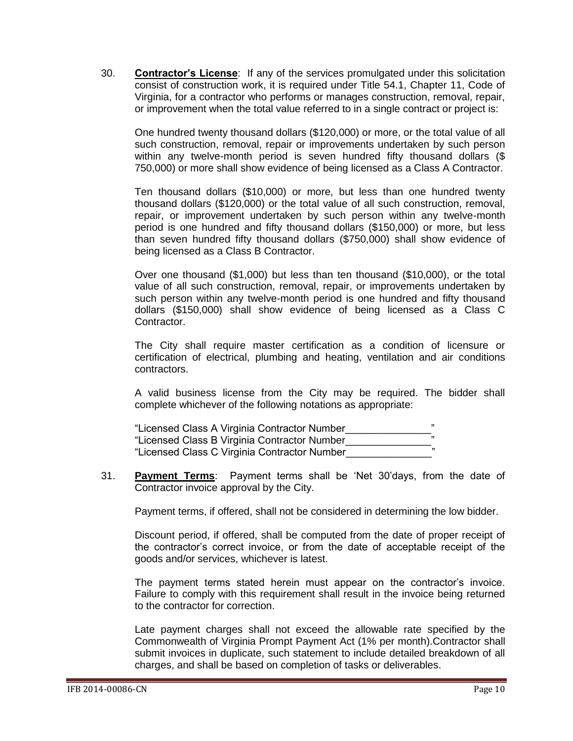30. **Contractor's License**: If any of the services promulgated under this solicitation consist of construction work, it is required under Title 54.1, Chapter 11, Code of Virginia, for a contractor who performs or manages construction, removal, repair, or improvement when the total value referred to in a single contract or project is:

    One hundred twenty thousand dollars ($120,000) or more, or the total value of all such construction, removal, repair or improvements undertaken by such person within any twelve-month period is seven hundred fifty thousand dollars ($ 750,000) or more shall show evidence of being licensed as a Class A Contractor.

    Ten thousand dollars ($10,000) or more, but less than one hundred twenty thousand dollars ($120,000) or the total value of all such construction, removal, repair, or improvement undertaken by such person within any twelve-month period is one hundred and fifty thousand dollars ($150,000) or more, but less than seven hundred fifty thousand dollars ($750,000) shall show evidence of being licensed as a Class B Contractor.

    Over one thousand ($1,000) but less than ten thousand ($10,000), or the total value of all such construction, removal, repair, or improvements undertaken by such person within any twelve-month period is one hundred and fifty thousand dollars ($150,000) shall show evidence of being licensed as a Class C Contractor.

    The City shall require master certification as a condition of licensure or certification of electrical, plumbing and heating, ventilation and air conditions contractors.

    A valid business license from the City may be required. The bidder shall complete whichever of the following notations as appropriate:

    "Licensed Class A Virginia Contractor Number_______________"
    "Licensed Class B Virginia Contractor Number_______________"
    "Licensed Class C Virginia Contractor Number_______________"

31. **Payment Terms**: Payment terms shall be 'Net 30'days, from the date of Contractor invoice approval by the City.

    Payment terms, if offered, shall not be considered in determining the low bidder.

    Discount period, if offered, shall be computed from the date of proper receipt of the contractor's correct invoice, or from the date of acceptable receipt of the goods and/or services, whichever is latest.

    The payment terms stated herein must appear on the contractor's invoice. Failure to comply with this requirement shall result in the invoice being returned to the contractor for correction.

    Late payment charges shall not exceed the allowable rate specified by the Commonwealth of Virginia Prompt Payment Act (1% per month).Contractor shall submit invoices in duplicate, such statement to include detailed breakdown of all charges, and shall be based on completion of tasks or deliverables.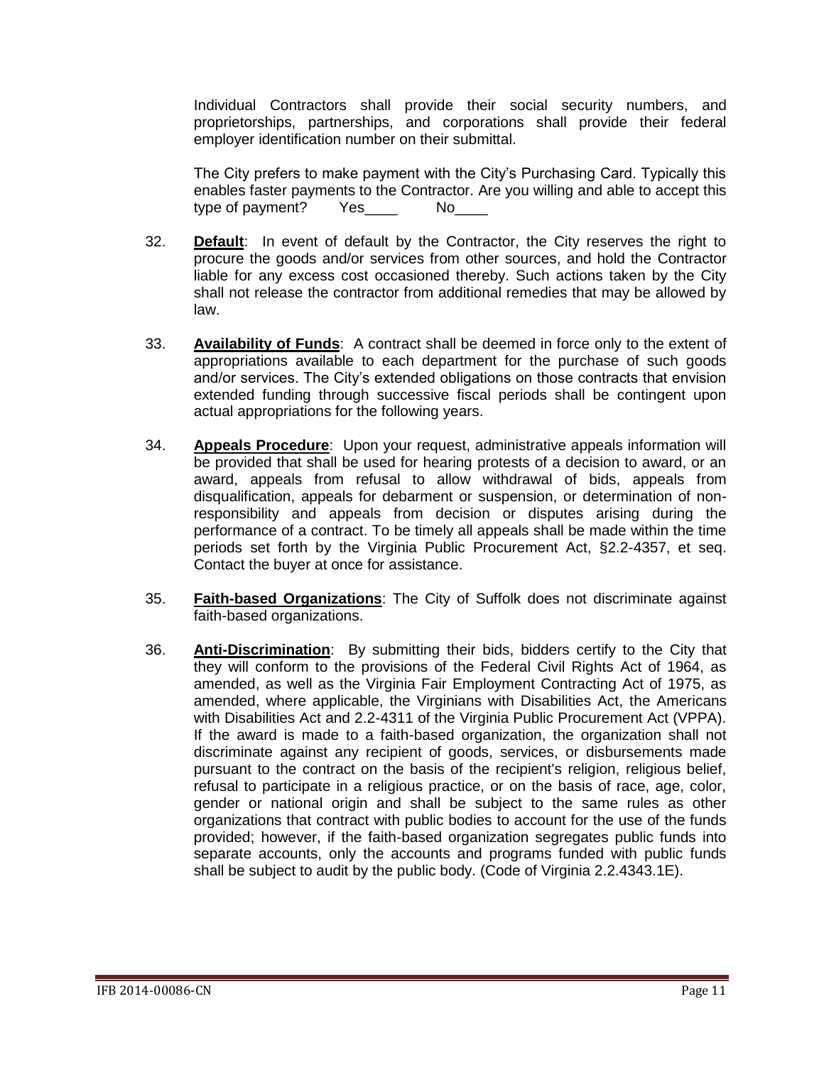Individual Contractors shall provide their social security numbers, and proprietorships, partnerships, and corporations shall provide their federal employer identification number on their submittal.

The City prefers to make payment with the City's Purchasing Card. Typically this enables faster payments to the Contractor. Are you willing and able to accept this type of payment? Yes____ No____

32. **Default**: In event of default by the Contractor, the City reserves the right to procure the goods and/or services from other sources, and hold the Contractor liable for any excess cost occasioned thereby. Such actions taken by the City shall not release the contractor from additional remedies that may be allowed by law.

33. **Availability of Funds**: A contract shall be deemed in force only to the extent of appropriations available to each department for the purchase of such goods and/or services. The City's extended obligations on those contracts that envision extended funding through successive fiscal periods shall be contingent upon actual appropriations for the following years.

34. **Appeals Procedure**: Upon your request, administrative appeals information will be provided that shall be used for hearing protests of a decision to award, or an award, appeals from refusal to allow withdrawal of bids, appeals from disqualification, appeals for debarment or suspension, or determination of non-responsibility and appeals from decision or disputes arising during the performance of a contract. To be timely all appeals shall be made within the time periods set forth by the Virginia Public Procurement Act, §2.2-4357, et seq. Contact the buyer at once for assistance.

35. **Faith-based Organizations**: The City of Suffolk does not discriminate against faith-based organizations.

36. **Anti-Discrimination**: By submitting their bids, bidders certify to the City that they will conform to the provisions of the Federal Civil Rights Act of 1964, as amended, as well as the Virginia Fair Employment Contracting Act of 1975, as amended, where applicable, the Virginians with Disabilities Act, the Americans with Disabilities Act and 2.2-4311 of the Virginia Public Procurement Act (VPPA). If the award is made to a faith-based organization, the organization shall not discriminate against any recipient of goods, services, or disbursements made pursuant to the contract on the basis of the recipient's religion, religious belief, refusal to participate in a religious practice, or on the basis of race, age, color, gender or national origin and shall be subject to the same rules as other organizations that contract with public bodies to account for the use of the funds provided; however, if the faith-based organization segregates public funds into separate accounts, only the accounts and programs funded with public funds shall be subject to audit by the public body. (Code of Virginia 2.2.4343.1E).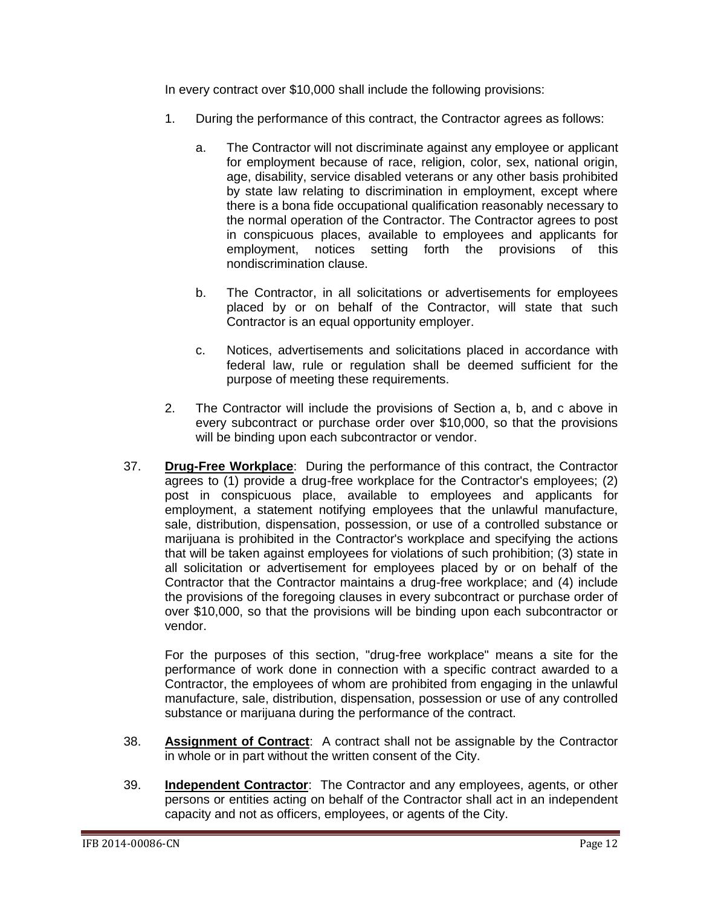In every contract over $10,000 shall include the following provisions:

1. During the performance of this contract, the Contractor agrees as follows:

   a. The Contractor will not discriminate against any employee or applicant for employment because of race, religion, color, sex, national origin, age, disability, service disabled veterans or any other basis prohibited by state law relating to discrimination in employment, except where there is a bona fide occupational qualification reasonably necessary to the normal operation of the Contractor. The Contractor agrees to post in conspicuous places, available to employees and applicants for employment, notices setting forth the provisions of this nondiscrimination clause.

   b. The Contractor, in all solicitations or advertisements for employees placed by or on behalf of the Contractor, will state that such Contractor is an equal opportunity employer.

   c. Notices, advertisements and solicitations placed in accordance with federal law, rule or regulation shall be deemed sufficient for the purpose of meeting these requirements.

2. The Contractor will include the provisions of Section a, b, and c above in every subcontract or purchase order over $10,000, so that the provisions will be binding upon each subcontractor or vendor.

37. **Drug-Free Workplace**: During the performance of this contract, the Contractor agrees to (1) provide a drug-free workplace for the Contractor's employees; (2) post in conspicuous place, available to employees and applicants for employment, a statement notifying employees that the unlawful manufacture, sale, distribution, dispensation, possession, or use of a controlled substance or marijuana is prohibited in the Contractor's workplace and specifying the actions that will be taken against employees for violations of such prohibition; (3) state in all solicitation or advertisement for employees placed by or on behalf of the Contractor that the Contractor maintains a drug-free workplace; and (4) include the provisions of the foregoing clauses in every subcontract or purchase order of over $10,000, so that the provisions will be binding upon each subcontractor or vendor.

    For the purposes of this section, "drug-free workplace" means a site for the performance of work done in connection with a specific contract awarded to a Contractor, the employees of whom are prohibited from engaging in the unlawful manufacture, sale, distribution, dispensation, possession or use of any controlled substance or marijuana during the performance of the contract.

38. **Assignment of Contract**: A contract shall not be assignable by the Contractor in whole or in part without the written consent of the City.

39. **Independent Contractor**: The Contractor and any employees, agents, or other persons or entities acting on behalf of the Contractor shall act in an independent capacity and not as officers, employees, or agents of the City.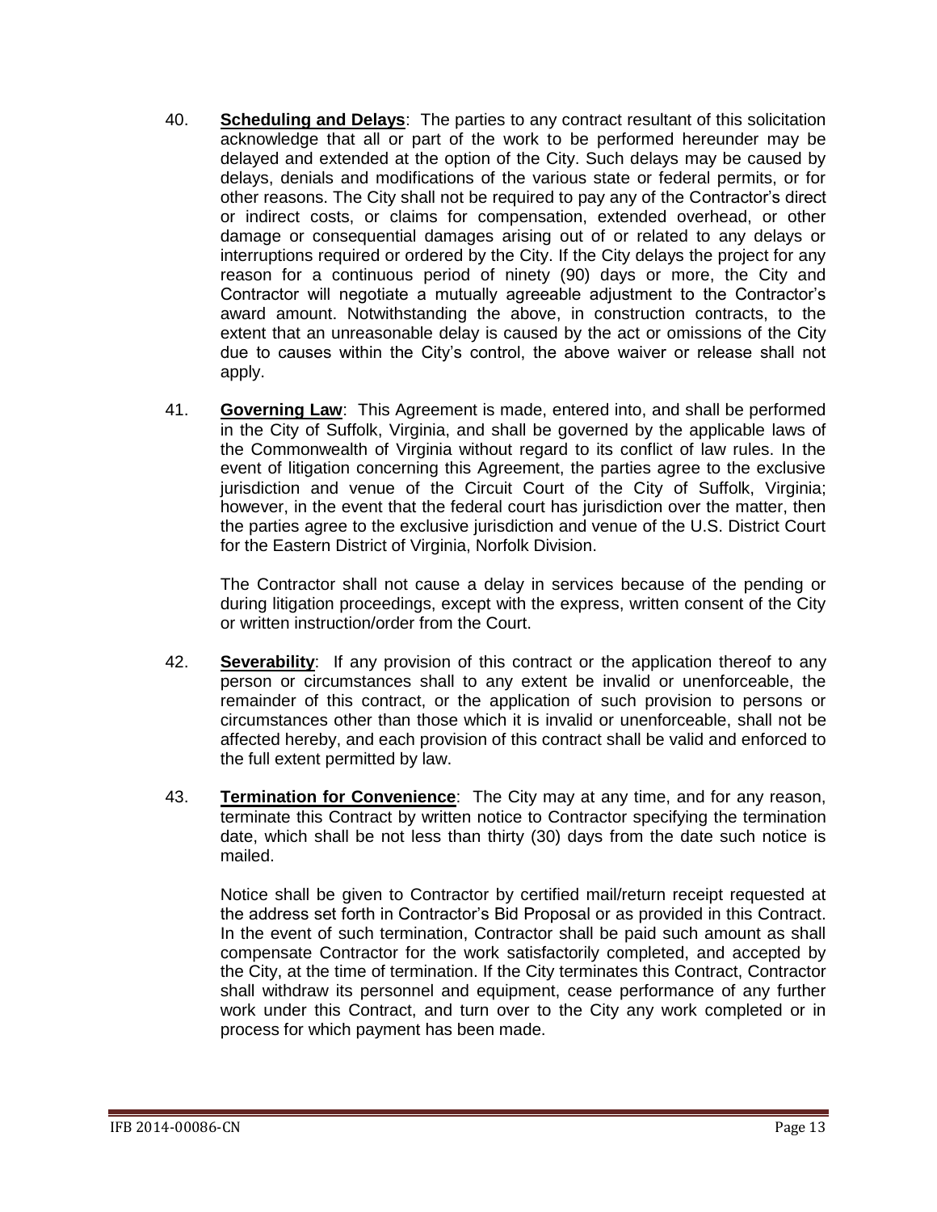40. **Scheduling and Delays**: The parties to any contract resultant of this solicitation acknowledge that all or part of the work to be performed hereunder may be delayed and extended at the option of the City. Such delays may be caused by delays, denials and modifications of the various state or federal permits, or for other reasons. The City shall not be required to pay any of the Contractor's direct or indirect costs, or claims for compensation, extended overhead, or other damage or consequential damages arising out of or related to any delays or interruptions required or ordered by the City. If the City delays the project for any reason for a continuous period of ninety (90) days or more, the City and Contractor will negotiate a mutually agreeable adjustment to the Contractor's award amount. Notwithstanding the above, in construction contracts, to the extent that an unreasonable delay is caused by the act or omissions of the City due to causes within the City's control, the above waiver or release shall not apply.

41. **Governing Law**: This Agreement is made, entered into, and shall be performed in the City of Suffolk, Virginia, and shall be governed by the applicable laws of the Commonwealth of Virginia without regard to its conflict of law rules. In the event of litigation concerning this Agreement, the parties agree to the exclusive jurisdiction and venue of the Circuit Court of the City of Suffolk, Virginia; however, in the event that the federal court has jurisdiction over the matter, then the parties agree to the exclusive jurisdiction and venue of the U.S. District Court for the Eastern District of Virginia, Norfolk Division.

    The Contractor shall not cause a delay in services because of the pending or during litigation proceedings, except with the express, written consent of the City or written instruction/order from the Court.

42. **Severability**: If any provision of this contract or the application thereof to any person or circumstances shall to any extent be invalid or unenforceable, the remainder of this contract, or the application of such provision to persons or circumstances other than those which it is invalid or unenforceable, shall not be affected hereby, and each provision of this contract shall be valid and enforced to the full extent permitted by law.

43. **Termination for Convenience**: The City may at any time, and for any reason, terminate this Contract by written notice to Contractor specifying the termination date, which shall be not less than thirty (30) days from the date such notice is mailed.

    Notice shall be given to Contractor by certified mail/return receipt requested at the address set forth in Contractor's Bid Proposal or as provided in this Contract. In the event of such termination, Contractor shall be paid such amount as shall compensate Contractor for the work satisfactorily completed, and accepted by the City, at the time of termination. If the City terminates this Contract, Contractor shall withdraw its personnel and equipment, cease performance of any further work under this Contract, and turn over to the City any work completed or in process for which payment has been made.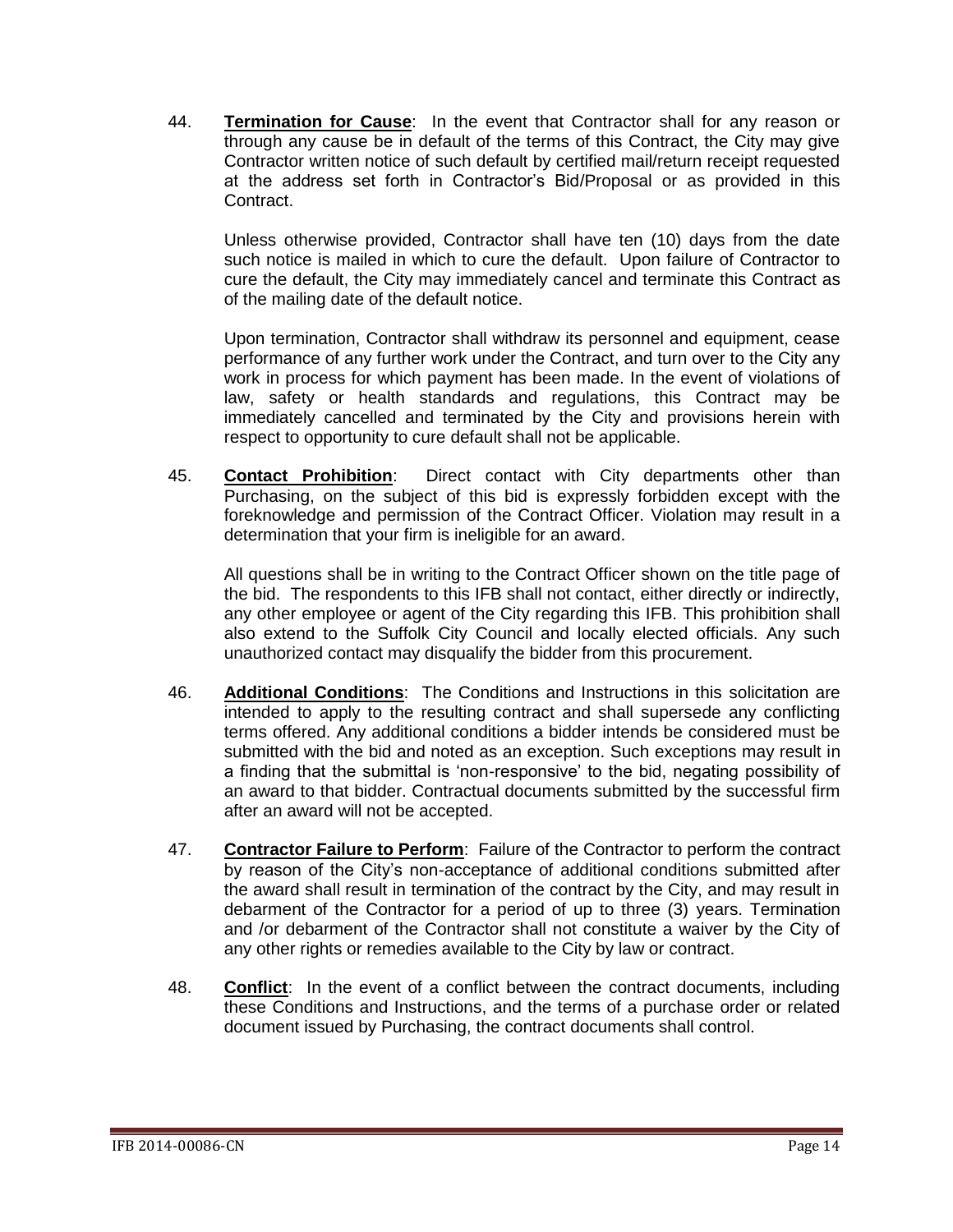44. **Termination for Cause**: In the event that Contractor shall for any reason or through any cause be in default of the terms of this Contract, the City may give Contractor written notice of such default by certified mail/return receipt requested at the address set forth in Contractor's Bid/Proposal or as provided in this Contract.

    Unless otherwise provided, Contractor shall have ten (10) days from the date such notice is mailed in which to cure the default. Upon failure of Contractor to cure the default, the City may immediately cancel and terminate this Contract as of the mailing date of the default notice.

    Upon termination, Contractor shall withdraw its personnel and equipment, cease performance of any further work under the Contract, and turn over to the City any work in process for which payment has been made. In the event of violations of law, safety or health standards and regulations, this Contract may be immediately cancelled and terminated by the City and provisions herein with respect to opportunity to cure default shall not be applicable.

45. **Contact Prohibition**: Direct contact with City departments other than Purchasing, on the subject of this bid is expressly forbidden except with the foreknowledge and permission of the Contract Officer. Violation may result in a determination that your firm is ineligible for an award.

    All questions shall be in writing to the Contract Officer shown on the title page of the bid. The respondents to this IFB shall not contact, either directly or indirectly, any other employee or agent of the City regarding this IFB. This prohibition shall also extend to the Suffolk City Council and locally elected officials. Any such unauthorized contact may disqualify the bidder from this procurement.

46. **Additional Conditions**: The Conditions and Instructions in this solicitation are intended to apply to the resulting contract and shall supersede any conflicting terms offered. Any additional conditions a bidder intends be considered must be submitted with the bid and noted as an exception. Such exceptions may result in a finding that the submittal is 'non-responsive' to the bid, negating possibility of an award to that bidder. Contractual documents submitted by the successful firm after an award will not be accepted.

47. **Contractor Failure to Perform**: Failure of the Contractor to perform the contract by reason of the City's non-acceptance of additional conditions submitted after the award shall result in termination of the contract by the City, and may result in debarment of the Contractor for a period of up to three (3) years. Termination and /or debarment of the Contractor shall not constitute a waiver by the City of any other rights or remedies available to the City by law or contract.

48. **Conflict**: In the event of a conflict between the contract documents, including these Conditions and Instructions, and the terms of a purchase order or related document issued by Purchasing, the contract documents shall control.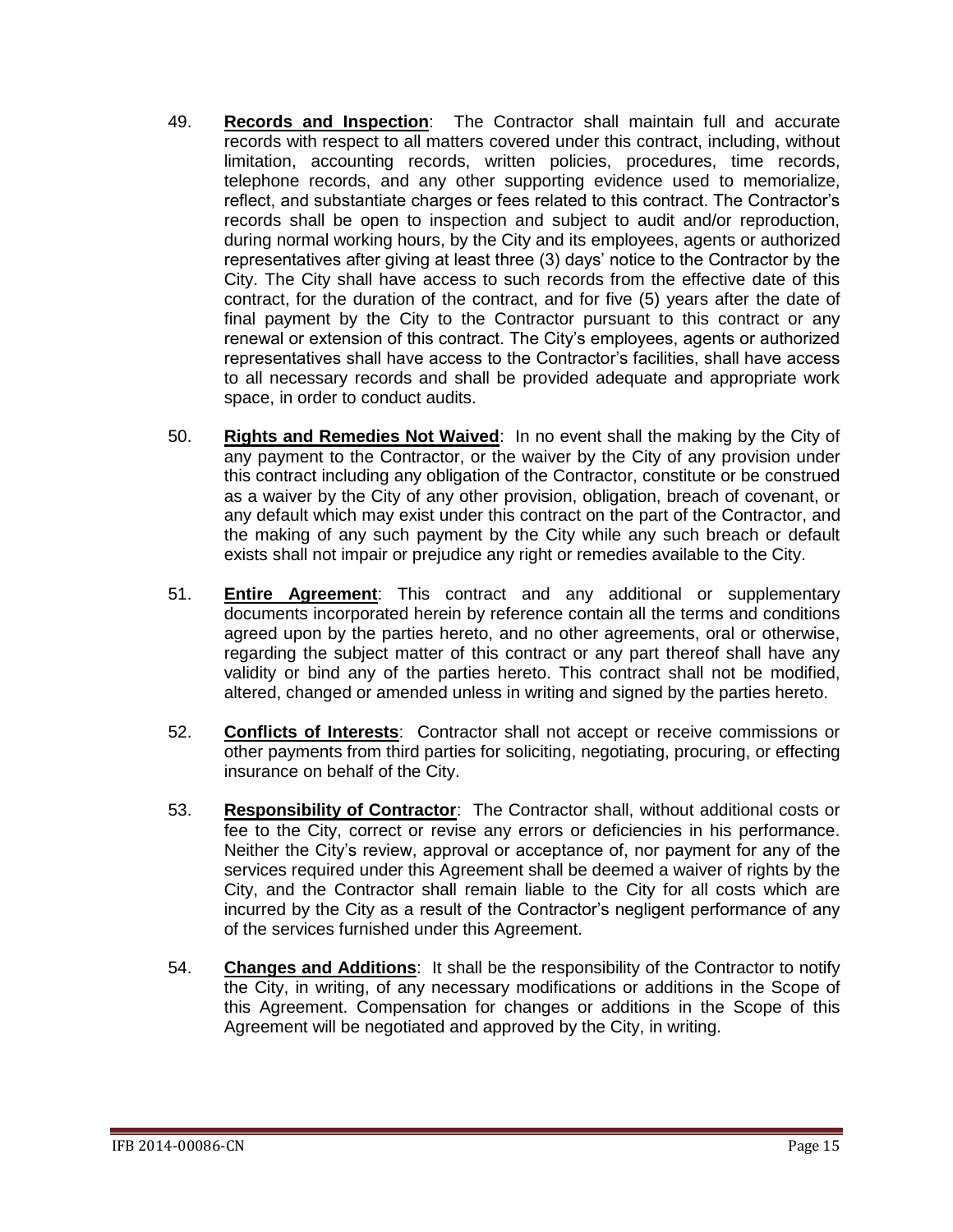49. **Records and Inspection**: The Contractor shall maintain full and accurate records with respect to all matters covered under this contract, including, without limitation, accounting records, written policies, procedures, time records, telephone records, and any other supporting evidence used to memorialize, reflect, and substantiate charges or fees related to this contract. The Contractor's records shall be open to inspection and subject to audit and/or reproduction, during normal working hours, by the City and its employees, agents or authorized representatives after giving at least three (3) days' notice to the Contractor by the City. The City shall have access to such records from the effective date of this contract, for the duration of the contract, and for five (5) years after the date of final payment by the City to the Contractor pursuant to this contract or any renewal or extension of this contract. The City's employees, agents or authorized representatives shall have access to the Contractor's facilities, shall have access to all necessary records and shall be provided adequate and appropriate work space, in order to conduct audits.

50. **Rights and Remedies Not Waived**: In no event shall the making by the City of any payment to the Contractor, or the waiver by the City of any provision under this contract including any obligation of the Contractor, constitute or be construed as a waiver by the City of any other provision, obligation, breach of covenant, or any default which may exist under this contract on the part of the Contractor, and the making of any such payment by the City while any such breach or default exists shall not impair or prejudice any right or remedies available to the City.

51. **Entire Agreement**: This contract and any additional or supplementary documents incorporated herein by reference contain all the terms and conditions agreed upon by the parties hereto, and no other agreements, oral or otherwise, regarding the subject matter of this contract or any part thereof shall have any validity or bind any of the parties hereto. This contract shall not be modified, altered, changed or amended unless in writing and signed by the parties hereto.

52. **Conflicts of Interests**: Contractor shall not accept or receive commissions or other payments from third parties for soliciting, negotiating, procuring, or effecting insurance on behalf of the City.

53. **Responsibility of Contractor**: The Contractor shall, without additional costs or fee to the City, correct or revise any errors or deficiencies in his performance. Neither the City's review, approval or acceptance of, nor payment for any of the services required under this Agreement shall be deemed a waiver of rights by the City, and the Contractor shall remain liable to the City for all costs which are incurred by the City as a result of the Contractor's negligent performance of any of the services furnished under this Agreement.

54. **Changes and Additions**: It shall be the responsibility of the Contractor to notify the City, in writing, of any necessary modifications or additions in the Scope of this Agreement. Compensation for changes or additions in the Scope of this Agreement will be negotiated and approved by the City, in writing.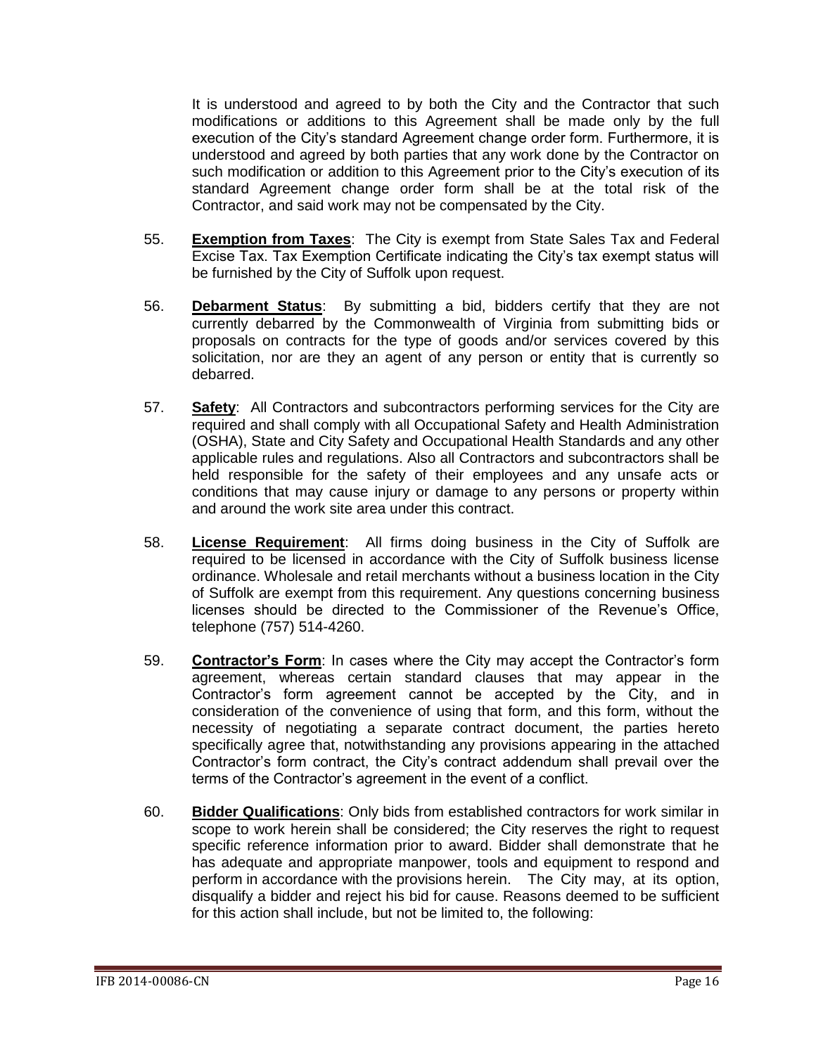It is understood and agreed to by both the City and the Contractor that such modifications or additions to this Agreement shall be made only by the full execution of the City's standard Agreement change order form. Furthermore, it is understood and agreed by both parties that any work done by the Contractor on such modification or addition to this Agreement prior to the City's execution of its standard Agreement change order form shall be at the total risk of the Contractor, and said work may not be compensated by the City.

55. **Exemption from Taxes**: The City is exempt from State Sales Tax and Federal Excise Tax. Tax Exemption Certificate indicating the City's tax exempt status will be furnished by the City of Suffolk upon request.

56. **Debarment Status**: By submitting a bid, bidders certify that they are not currently debarred by the Commonwealth of Virginia from submitting bids or proposals on contracts for the type of goods and/or services covered by this solicitation, nor are they an agent of any person or entity that is currently so debarred.

57. **Safety**: All Contractors and subcontractors performing services for the City are required and shall comply with all Occupational Safety and Health Administration (OSHA), State and City Safety and Occupational Health Standards and any other applicable rules and regulations. Also all Contractors and subcontractors shall be held responsible for the safety of their employees and any unsafe acts or conditions that may cause injury or damage to any persons or property within and around the work site area under this contract.

58. **License Requirement**: All firms doing business in the City of Suffolk are required to be licensed in accordance with the City of Suffolk business license ordinance. Wholesale and retail merchants without a business location in the City of Suffolk are exempt from this requirement. Any questions concerning business licenses should be directed to the Commissioner of the Revenue's Office, telephone (757) 514-4260.

59. **Contractor's Form**: In cases where the City may accept the Contractor's form agreement, whereas certain standard clauses that may appear in the Contractor's form agreement cannot be accepted by the City, and in consideration of the convenience of using that form, and this form, without the necessity of negotiating a separate contract document, the parties hereto specifically agree that, notwithstanding any provisions appearing in the attached Contractor's form contract, the City's contract addendum shall prevail over the terms of the Contractor's agreement in the event of a conflict.

60. **Bidder Qualifications**: Only bids from established contractors for work similar in scope to work herein shall be considered; the City reserves the right to request specific reference information prior to award. Bidder shall demonstrate that he has adequate and appropriate manpower, tools and equipment to respond and perform in accordance with the provisions herein. The City may, at its option, disqualify a bidder and reject his bid for cause. Reasons deemed to be sufficient for this action shall include, but not be limited to, the following: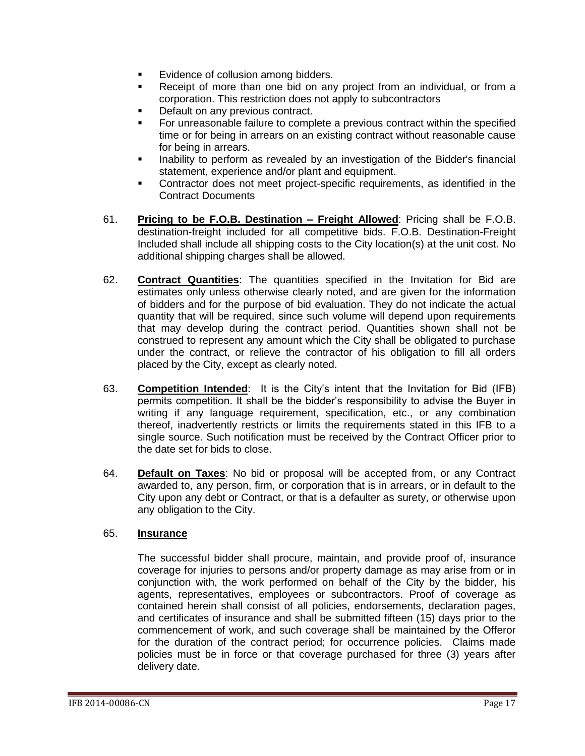- Evidence of collusion among bidders.
- Receipt of more than one bid on any project from an individual, or from a corporation. This restriction does not apply to subcontractors
- Default on any previous contract.
- For unreasonable failure to complete a previous contract within the specified time or for being in arrears on an existing contract without reasonable cause for being in arrears.
- Inability to perform as revealed by an investigation of the Bidder's financial statement, experience and/or plant and equipment.
- Contractor does not meet project-specific requirements, as identified in the Contract Documents

61. **Pricing to be F.O.B. Destination – Freight Allowed**: Pricing shall be F.O.B. destination-freight included for all competitive bids. F.O.B. Destination-Freight Included shall include all shipping costs to the City location(s) at the unit cost. No additional shipping charges shall be allowed.

62. **Contract Quantities**: The quantities specified in the Invitation for Bid are estimates only unless otherwise clearly noted, and are given for the information of bidders and for the purpose of bid evaluation. They do not indicate the actual quantity that will be required, since such volume will depend upon requirements that may develop during the contract period. Quantities shown shall not be construed to represent any amount which the City shall be obligated to purchase under the contract, or relieve the contractor of his obligation to fill all orders placed by the City, except as clearly noted.

63. **Competition Intended**: It is the City's intent that the Invitation for Bid (IFB) permits competition. It shall be the bidder's responsibility to advise the Buyer in writing if any language requirement, specification, etc., or any combination thereof, inadvertently restricts or limits the requirements stated in this IFB to a single source. Such notification must be received by the Contract Officer prior to the date set for bids to close.

64. **Default on Taxes**: No bid or proposal will be accepted from, or any Contract awarded to, any person, firm, or corporation that is in arrears, or in default to the City upon any debt or Contract, or that is a defaulter as surety, or otherwise upon any obligation to the City.

65. **Insurance**

    The successful bidder shall procure, maintain, and provide proof of, insurance coverage for injuries to persons and/or property damage as may arise from or in conjunction with, the work performed on behalf of the City by the bidder, his agents, representatives, employees or subcontractors. Proof of coverage as contained herein shall consist of all policies, endorsements, declaration pages, and certificates of insurance and shall be submitted fifteen (15) days prior to the commencement of work, and such coverage shall be maintained by the Offeror for the duration of the contract period; for occurrence policies. Claims made policies must be in force or that coverage purchased for three (3) years after delivery date.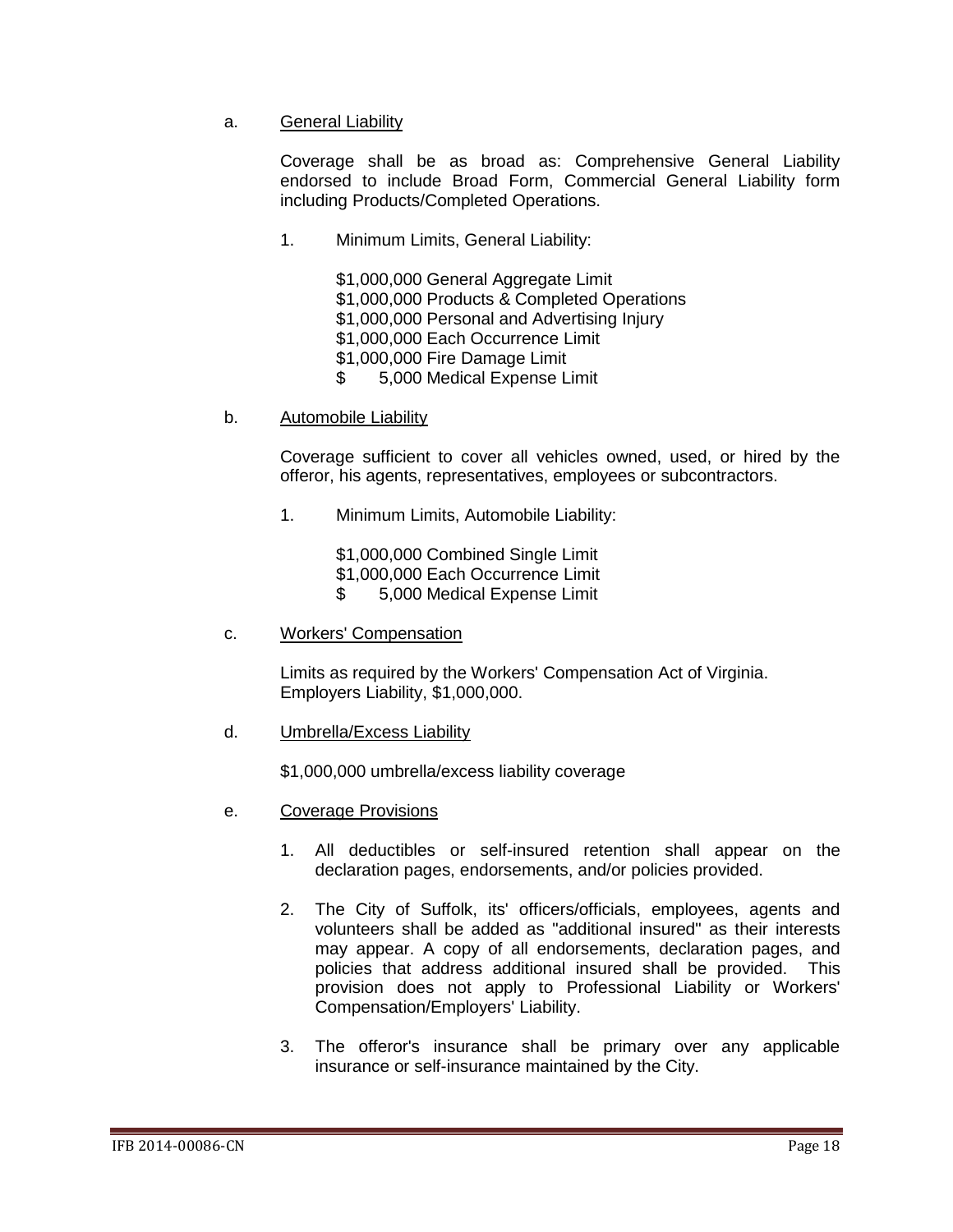a. <u>General Liability</u>

Coverage shall be as broad as: Comprehensive General Liability endorsed to include Broad Form, Commercial General Liability form including Products/Completed Operations.

1. Minimum Limits, General Liability:

   $1,000,000 General Aggregate Limit
   $1,000,000 Products & Completed Operations
   $1,000,000 Personal and Advertising Injury
   $1,000,000 Each Occurrence Limit
   $1,000,000 Fire Damage Limit
   $ 5,000 Medical Expense Limit

b. <u>Automobile Liability</u>

Coverage sufficient to cover all vehicles owned, used, or hired by the offeror, his agents, representatives, employees or subcontractors.

1. Minimum Limits, Automobile Liability:

   $1,000,000 Combined Single Limit
   $1,000,000 Each Occurrence Limit
   $ 5,000 Medical Expense Limit

c. <u>Workers' Compensation</u>

Limits as required by the Workers' Compensation Act of Virginia.
Employers Liability, $1,000,000.

d. <u>Umbrella/Excess Liability</u>

$1,000,000 umbrella/excess liability coverage

e. <u>Coverage Provisions</u>

1. All deductibles or self-insured retention shall appear on the declaration pages, endorsements, and/or policies provided.

2. The City of Suffolk, its' officers/officials, employees, agents and volunteers shall be added as "additional insured" as their interests may appear. A copy of all endorsements, declaration pages, and policies that address additional insured shall be provided. This provision does not apply to Professional Liability or Workers' Compensation/Employers' Liability.

3. The offeror's insurance shall be primary over any applicable insurance or self-insurance maintained by the City.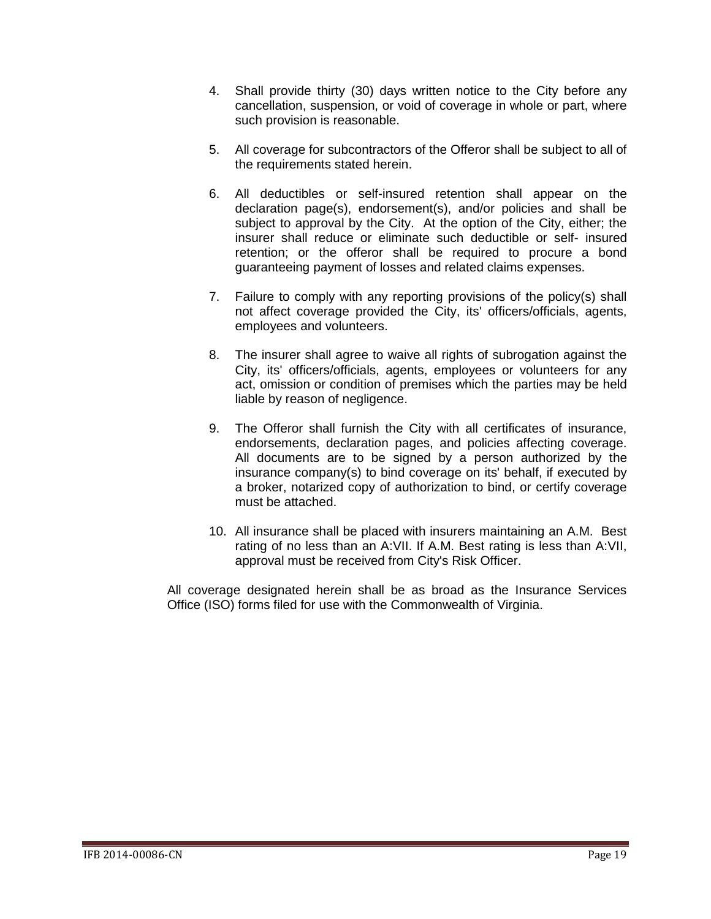4. Shall provide thirty (30) days written notice to the City before any cancellation, suspension, or void of coverage in whole or part, where such provision is reasonable.

5. All coverage for subcontractors of the Offeror shall be subject to all of the requirements stated herein.

6. All deductibles or self-insured retention shall appear on the declaration page(s), endorsement(s), and/or policies and shall be subject to approval by the City. At the option of the City, either; the insurer shall reduce or eliminate such deductible or self- insured retention; or the offeror shall be required to procure a bond guaranteeing payment of losses and related claims expenses.

7. Failure to comply with any reporting provisions of the policy(s) shall not affect coverage provided the City, its' officers/officials, agents, employees and volunteers.

8. The insurer shall agree to waive all rights of subrogation against the City, its' officers/officials, agents, employees or volunteers for any act, omission or condition of premises which the parties may be held liable by reason of negligence.

9. The Offeror shall furnish the City with all certificates of insurance, endorsements, declaration pages, and policies affecting coverage. All documents are to be signed by a person authorized by the insurance company(s) to bind coverage on its' behalf, if executed by a broker, notarized copy of authorization to bind, or certify coverage must be attached.

10. All insurance shall be placed with insurers maintaining an A.M. Best rating of no less than an A:VII. If A.M. Best rating is less than A:VII, approval must be received from City's Risk Officer.

All coverage designated herein shall be as broad as the Insurance Services Office (ISO) forms filed for use with the Commonwealth of Virginia.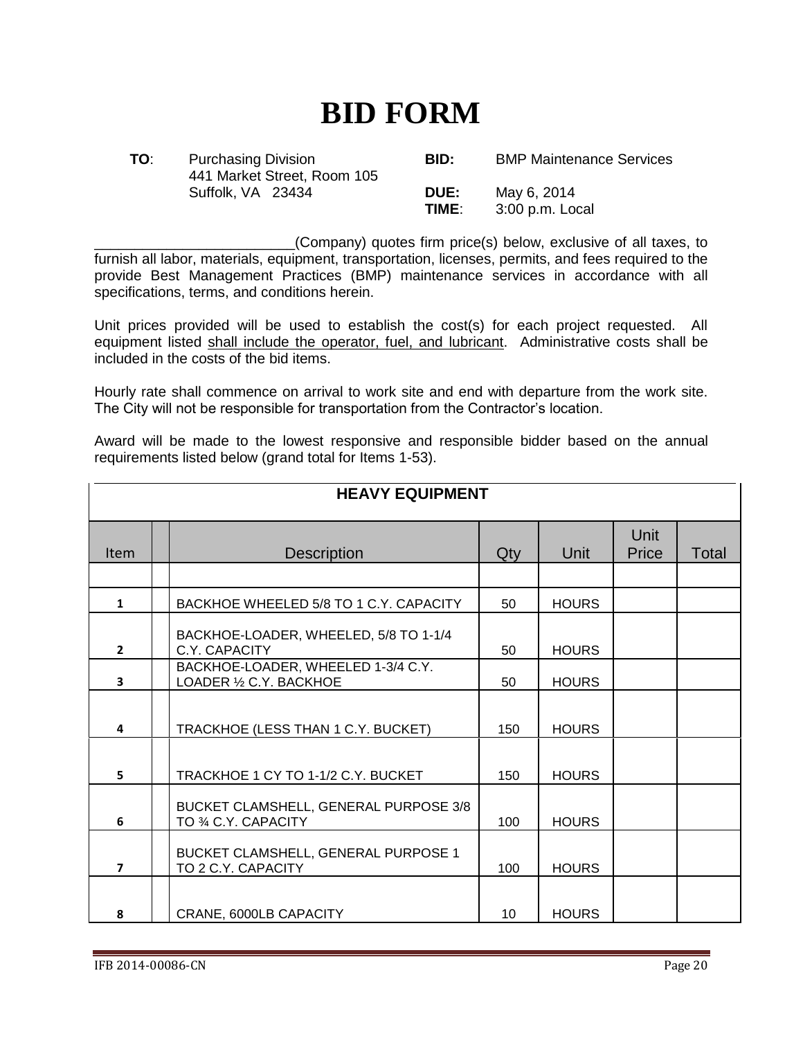# BID FORM

| | | | |
|---|---|---|---|
| **TO**: | Purchasing Division<br>441 Market Street, Room 105<br>Suffolk, VA 23434 | **BID:** | BMP Maintenance Services |
| | | **DUE:** | May 6, 2014 |
| | | **TIME**: | 3:00 p.m. Local |

_________________________(Company) quotes firm price(s) below, exclusive of all taxes, to furnish all labor, materials, equipment, transportation, licenses, permits, and fees required to the provide Best Management Practices (BMP) maintenance services in accordance with all specifications, terms, and conditions herein.

Unit prices provided will be used to establish the cost(s) for each project requested. All equipment listed shall include the operator, fuel, and lubricant. Administrative costs shall be included in the costs of the bid items.

Hourly rate shall commence on arrival to work site and end with departure from the work site. The City will not be responsible for transportation from the Contractor's location.

Award will be made to the lowest responsive and responsible bidder based on the annual requirements listed below (grand total for Items 1-53).

**HEAVY EQUIPMENT**

| Item | | Description | Qty | Unit | Unit Price | Total |
|---|---|---|---|---|---|---|
| | | | | | | |
| 1 | | BACKHOE WHEELED 5/8 TO 1 C.Y. CAPACITY | 50 | HOURS | | |
| 2 | | BACKHOE-LOADER, WHEELED, 5/8 TO 1-1/4 C.Y. CAPACITY | 50 | HOURS | | |
| 3 | | BACKHOE-LOADER, WHEELED 1-3/4 C.Y. LOADER ½ C.Y. BACKHOE | 50 | HOURS | | |
| 4 | | TRACKHOE (LESS THAN 1 C.Y. BUCKET) | 150 | HOURS | | |
| 5 | | TRACKHOE 1 CY TO 1-1/2 C.Y. BUCKET | 150 | HOURS | | |
| 6 | | BUCKET CLAMSHELL, GENERAL PURPOSE 3/8 TO ¾ C.Y. CAPACITY | 100 | HOURS | | |
| 7 | | BUCKET CLAMSHELL, GENERAL PURPOSE 1 TO 2 C.Y. CAPACITY | 100 | HOURS | | |
| 8 | | CRANE, 6000LB CAPACITY | 10 | HOURS | | |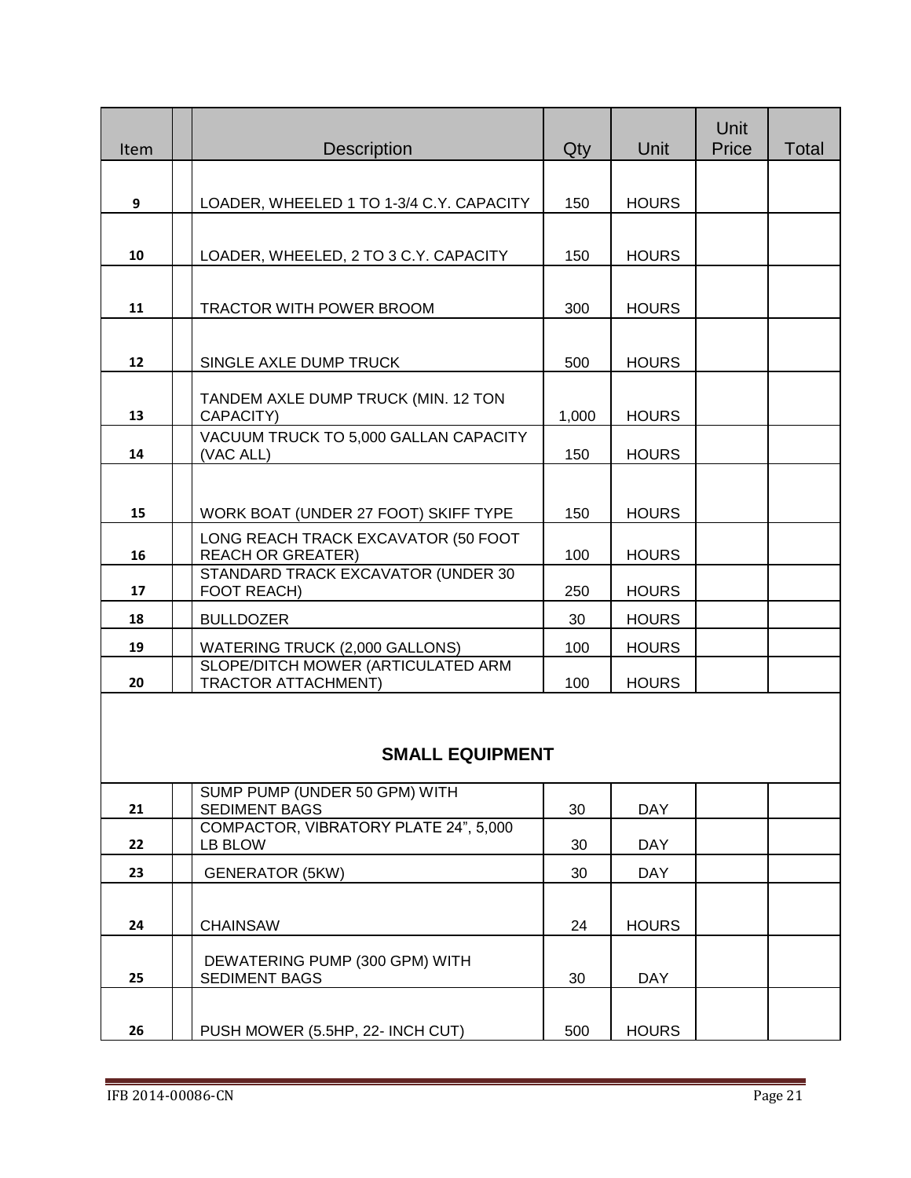| Item | | Description | Qty | Unit | Unit Price | Total |
|---|---|---|---|---|---|---|
| 9 | | LOADER, WHEELED 1 TO 1-3/4 C.Y. CAPACITY | 150 | HOURS | | |
| 10 | | LOADER, WHEELED, 2 TO 3 C.Y. CAPACITY | 150 | HOURS | | |
| 11 | | TRACTOR WITH POWER BROOM | 300 | HOURS | | |
| 12 | | SINGLE AXLE DUMP TRUCK | 500 | HOURS | | |
| 13 | | TANDEM AXLE DUMP TRUCK (MIN. 12 TON CAPACITY) | 1,000 | HOURS | | |
| 14 | | VACUUM TRUCK TO 5,000 GALLAN CAPACITY (VAC ALL) | 150 | HOURS | | |
| 15 | | WORK BOAT (UNDER 27 FOOT) SKIFF TYPE | 150 | HOURS | | |
| 16 | | LONG REACH TRACK EXCAVATOR (50 FOOT REACH OR GREATER) | 100 | HOURS | | |
| 17 | | STANDARD TRACK EXCAVATOR (UNDER 30 FOOT REACH) | 250 | HOURS | | |
| 18 | | BULLDOZER | 30 | HOURS | | |
| 19 | | WATERING TRUCK (2,000 GALLONS) | 100 | HOURS | | |
| 20 | | SLOPE/DITCH MOWER (ARTICULATED ARM TRACTOR ATTACHMENT) | 100 | HOURS | | |
| | | **SMALL EQUIPMENT** | | | | |
| 21 | | SUMP PUMP (UNDER 50 GPM) WITH SEDIMENT BAGS | 30 | DAY | | |
| 22 | | COMPACTOR, VIBRATORY PLATE 24", 5,000 LB BLOW | 30 | DAY | | |
| 23 | | GENERATOR (5KW) | 30 | DAY | | |
| 24 | | CHAINSAW | 24 | HOURS | | |
| 25 | | DEWATERING PUMP (300 GPM) WITH SEDIMENT BAGS | 30 | DAY | | |
| 26 | | PUSH MOWER (5.5HP, 22- INCH CUT) | 500 | HOURS | | |

IFB 2014-00086-CN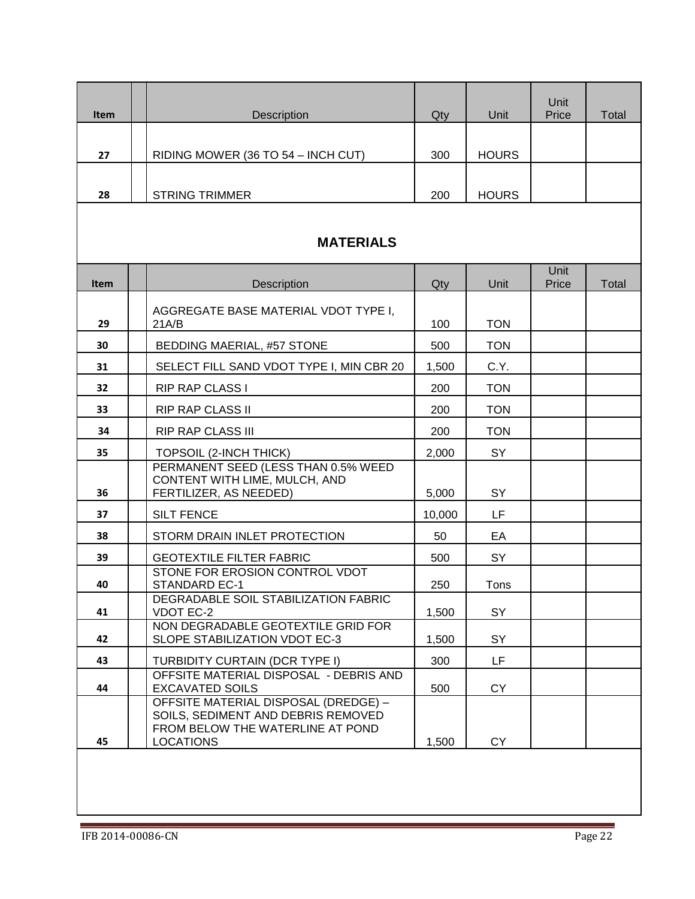| Item | | Description | Qty | Unit | Unit Price | Total |
|---|---|---|---|---|---|---|
| 27 | | RIDING MOWER (36 TO 54 – INCH CUT) | 300 | HOURS | | |
| 28 | | STRING TRIMMER | 200 | HOURS | | |

## MATERIALS

| Item | | Description | Qty | Unit | Unit Price | Total |
|---|---|---|---|---|---|---|
| 29 | | AGGREGATE BASE MATERIAL VDOT TYPE I, 21A/B | 100 | TON | | |
| 30 | | BEDDING MAERIAL, #57 STONE | 500 | TON | | |
| 31 | | SELECT FILL SAND VDOT TYPE I, MIN CBR 20 | 1,500 | C.Y. | | |
| 32 | | RIP RAP CLASS I | 200 | TON | | |
| 33 | | RIP RAP CLASS II | 200 | TON | | |
| 34 | | RIP RAP CLASS III | 200 | TON | | |
| 35 | | TOPSOIL (2-INCH THICK) | 2,000 | SY | | |
| 36 | | PERMANENT SEED (LESS THAN 0.5% WEED CONTENT WITH LIME, MULCH, AND FERTILIZER, AS NEEDED) | 5,000 | SY | | |
| 37 | | SILT FENCE | 10,000 | LF | | |
| 38 | | STORM DRAIN INLET PROTECTION | 50 | EA | | |
| 39 | | GEOTEXTILE FILTER FABRIC | 500 | SY | | |
| 40 | | STONE FOR EROSION CONTROL VDOT STANDARD EC-1 | 250 | Tons | | |
| 41 | | DEGRADABLE SOIL STABILIZATION FABRIC VDOT EC-2 | 1,500 | SY | | |
| 42 | | NON DEGRADABLE GEOTEXTILE GRID FOR SLOPE STABILIZATION VDOT EC-3 | 1,500 | SY | | |
| 43 | | TURBIDITY CURTAIN (DCR TYPE I) | 300 | LF | | |
| 44 | | OFFSITE MATERIAL DISPOSAL - DEBRIS AND EXCAVATED SOILS | 500 | CY | | |
| 45 | | OFFSITE MATERIAL DISPOSAL (DREDGE) – SOILS, SEDIMENT AND DEBRIS REMOVED FROM BELOW THE WATERLINE AT POND LOCATIONS | 1,500 | CY | | |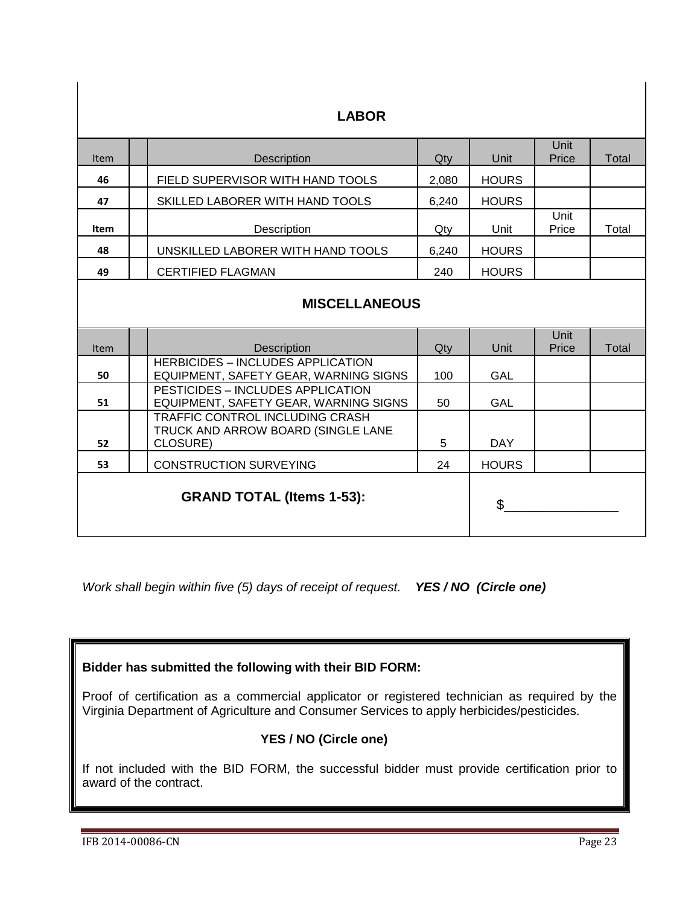## LABOR

| Item | | Description | Qty | Unit | Unit Price | Total |
|---|---|---|---|---|---|---|
| 46 | | FIELD SUPERVISOR WITH HAND TOOLS | 2,080 | HOURS | | |
| 47 | | SKILLED LABORER WITH HAND TOOLS | 6,240 | HOURS | | |
| **Item** | | Description | Qty | Unit | Unit Price | Total |
| 48 | | UNSKILLED LABORER WITH HAND TOOLS | 6,240 | HOURS | | |
| 49 | | CERTIFIED FLAGMAN | 240 | HOURS | | |

## MISCELLANEOUS

| Item | | Description | Qty | Unit | Unit Price | Total |
|---|---|---|---|---|---|---|
| 50 | | HERBICIDES – INCLUDES APPLICATION EQUIPMENT, SAFETY GEAR, WARNING SIGNS | 100 | GAL | | |
| 51 | | PESTICIDES – INCLUDES APPLICATION EQUIPMENT, SAFETY GEAR, WARNING SIGNS | 50 | GAL | | |
| 52 | | TRAFFIC CONTROL INCLUDING CRASH TRUCK AND ARROW BOARD (SINGLE LANE CLOSURE) | 5 | DAY | | |
| 53 | | CONSTRUCTION SURVEYING | 24 | HOURS | | |
| **GRAND TOTAL (Items 1-53):** | | | | $_______________ | | |

*Work shall begin within five (5) days of receipt of request.* ***YES / NO (Circle one)***

**Bidder has submitted the following with their BID FORM:**

Proof of certification as a commercial applicator or registered technician as required by the Virginia Department of Agriculture and Consumer Services to apply herbicides/pesticides.

**YES / NO (Circle one)**

If not included with the BID FORM, the successful bidder must provide certification prior to award of the contract.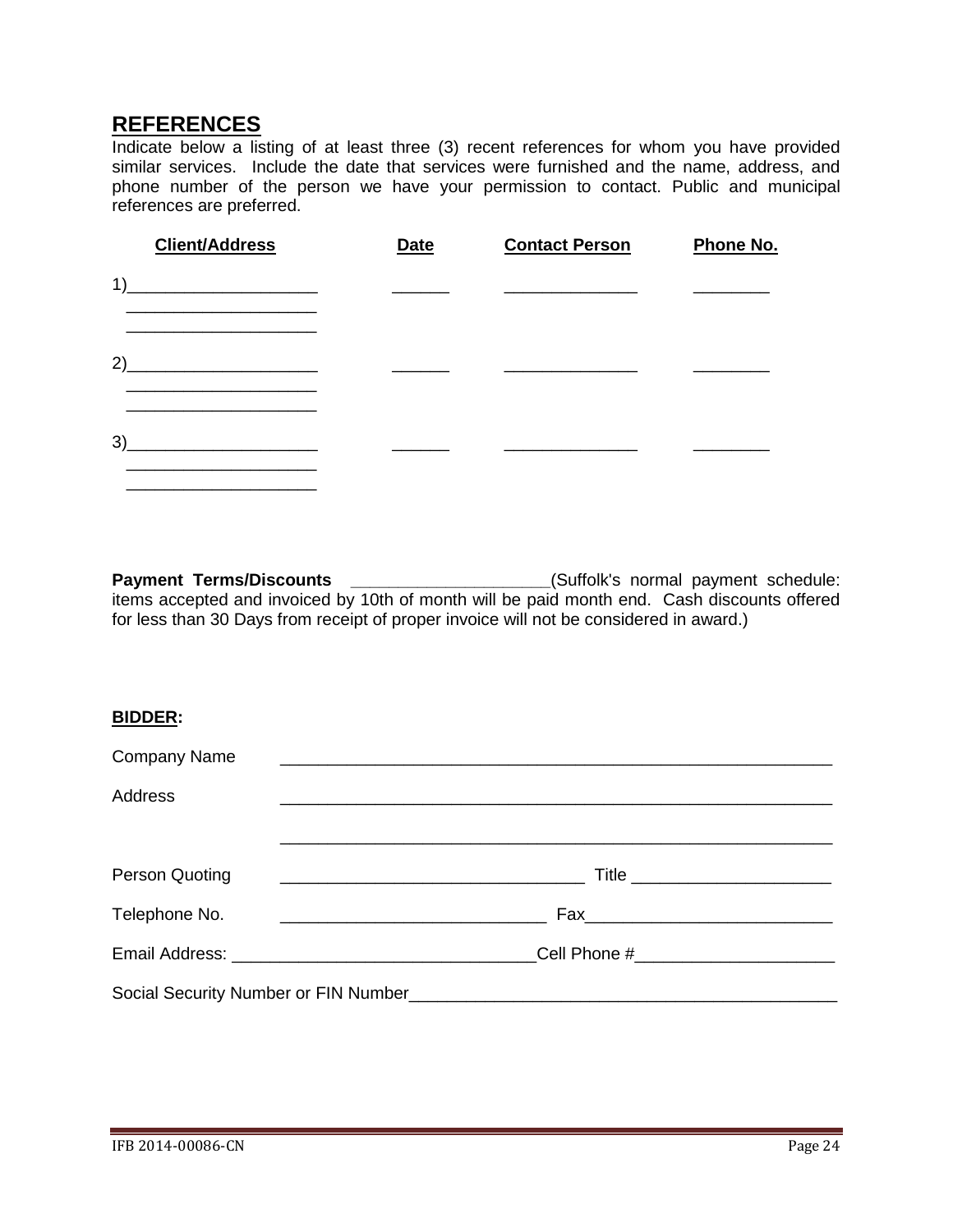## REFERENCES

Indicate below a listing of at least three (3) recent references for whom you have provided similar services. Include the date that services were furnished and the name, address, and phone number of the person we have your permission to contact. Public and municipal references are preferred.

| Client/Address | Date | Contact Person | Phone No. |
|---|---|---|---|
| 1)____________________<br>____________________<br>____________________ | ______ | ______________ | ________ |
| 2)____________________<br>____________________<br>____________________ | ______ | ______________ | ________ |
| 3)____________________<br>____________________<br>____________________ | ______ | ______________ | ________ |

**Payment Terms/Discounts** _____________________(Suffolk's normal payment schedule: items accepted and invoiced by 10th of month will be paid month end. Cash discounts offered for less than 30 Days from receipt of proper invoice will not be considered in award.)

**BIDDER:**

Company Name ____________________________________________________________

Address ____________________________________________________________

____________________________________________________________

Person Quoting ________________________________ Title _____________________

Telephone No. ____________________________ Fax__________________________

Email Address: ________________________________Cell Phone #_____________________

Social Security Number or FIN Number______________________________________________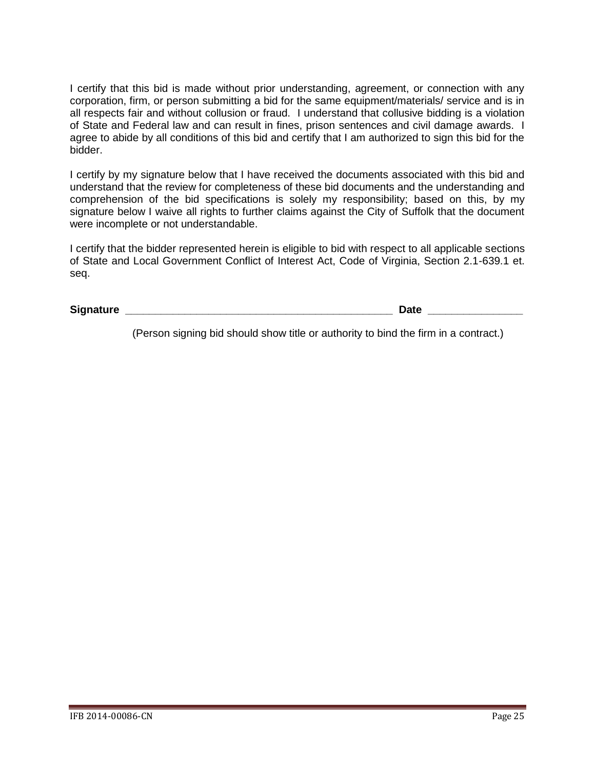I certify that this bid is made without prior understanding, agreement, or connection with any corporation, firm, or person submitting a bid for the same equipment/materials/ service and is in all respects fair and without collusion or fraud. I understand that collusive bidding is a violation of State and Federal law and can result in fines, prison sentences and civil damage awards. I agree to abide by all conditions of this bid and certify that I am authorized to sign this bid for the bidder.

I certify by my signature below that I have received the documents associated with this bid and understand that the review for completeness of these bid documents and the understanding and comprehension of the bid specifications is solely my responsibility; based on this, by my signature below I waive all rights to further claims against the City of Suffolk that the document were incomplete or not understandable.

I certify that the bidder represented herein is eligible to bid with respect to all applicable sections of State and Local Government Conflict of Interest Act, Code of Virginia, Section 2.1-639.1 et. seq.

**Signature** ____________________________________________ **Date** _______________

(Person signing bid should show title or authority to bind the firm in a contract.)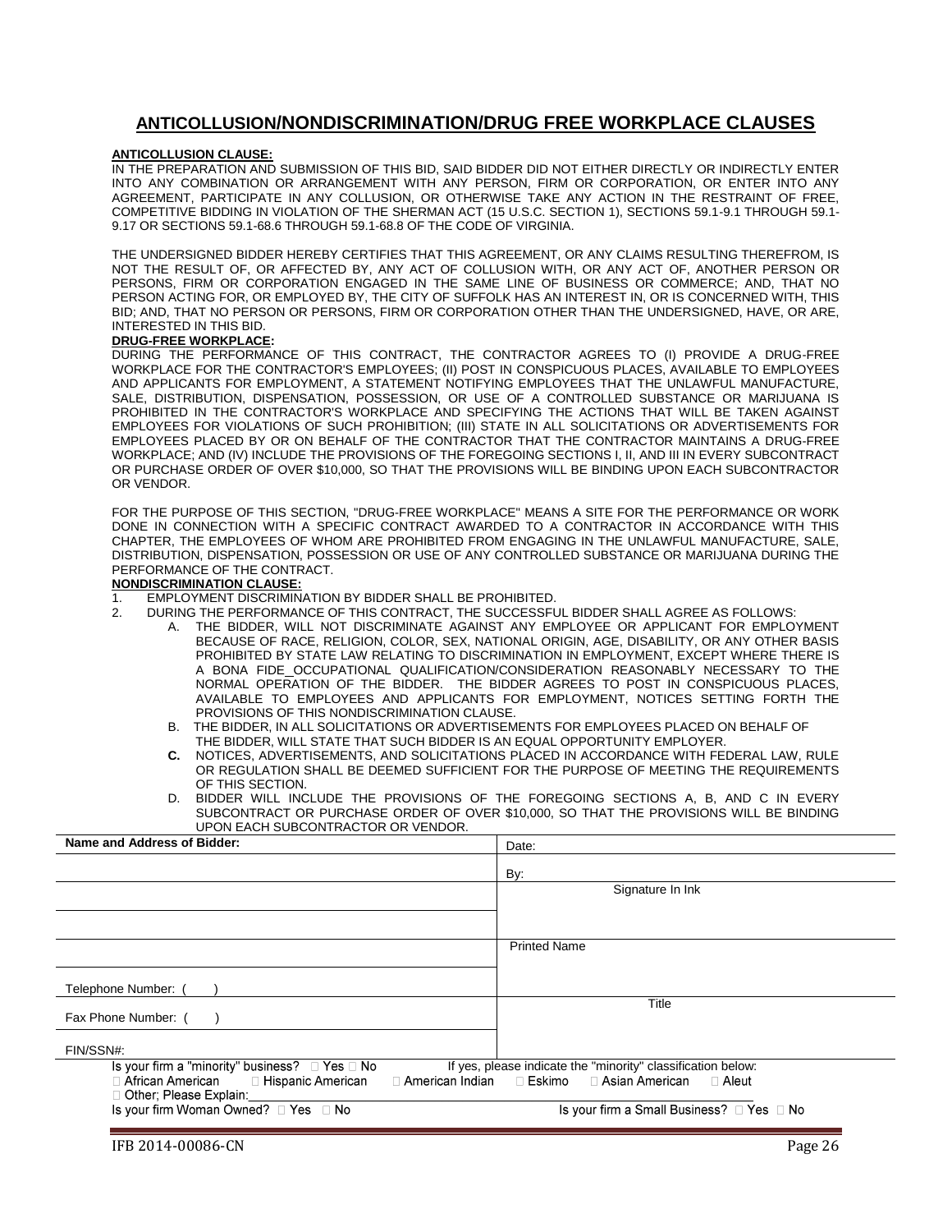## ANTICOLLUSION/NONDISCRIMINATION/DRUG FREE WORKPLACE CLAUSES

**ANTICOLLUSION CLAUSE:**

IN THE PREPARATION AND SUBMISSION OF THIS BID, SAID BIDDER DID NOT EITHER DIRECTLY OR INDIRECTLY ENTER INTO ANY COMBINATION OR ARRANGEMENT WITH ANY PERSON, FIRM OR CORPORATION, OR ENTER INTO ANY AGREEMENT, PARTICIPATE IN ANY COLLUSION, OR OTHERWISE TAKE ANY ACTION IN THE RESTRAINT OF FREE, COMPETITIVE BIDDING IN VIOLATION OF THE SHERMAN ACT (15 U.S.C. SECTION 1), SECTIONS 59.1-9.1 THROUGH 59.1-9.17 OR SECTIONS 59.1-68.6 THROUGH 59.1-68.8 OF THE CODE OF VIRGINIA.

THE UNDERSIGNED BIDDER HEREBY CERTIFIES THAT THIS AGREEMENT, OR ANY CLAIMS RESULTING THEREFROM, IS NOT THE RESULT OF, OR AFFECTED BY, ANY ACT OF COLLUSION WITH, OR ANY ACT OF, ANOTHER PERSON OR PERSONS, FIRM OR CORPORATION ENGAGED IN THE SAME LINE OF BUSINESS OR COMMERCE; AND, THAT NO PERSON ACTING FOR, OR EMPLOYED BY, THE CITY OF SUFFOLK HAS AN INTEREST IN, OR IS CONCERNED WITH, THIS BID; AND, THAT NO PERSON OR PERSONS, FIRM OR CORPORATION OTHER THAN THE UNDERSIGNED, HAVE, OR ARE, INTERESTED IN THIS BID.

**DRUG-FREE WORKPLACE:**

DURING THE PERFORMANCE OF THIS CONTRACT, THE CONTRACTOR AGREES TO (I) PROVIDE A DRUG-FREE WORKPLACE FOR THE CONTRACTOR'S EMPLOYEES; (II) POST IN CONSPICUOUS PLACES, AVAILABLE TO EMPLOYEES AND APPLICANTS FOR EMPLOYMENT, A STATEMENT NOTIFYING EMPLOYEES THAT THE UNLAWFUL MANUFACTURE, SALE, DISTRIBUTION, DISPENSATION, POSSESSION, OR USE OF A CONTROLLED SUBSTANCE OR MARIJUANA IS PROHIBITED IN THE CONTRACTOR'S WORKPLACE AND SPECIFYING THE ACTIONS THAT WILL BE TAKEN AGAINST EMPLOYEES FOR VIOLATIONS OF SUCH PROHIBITION; (III) STATE IN ALL SOLICITATIONS OR ADVERTISEMENTS FOR EMPLOYEES PLACED BY OR ON BEHALF OF THE CONTRACTOR THAT THE CONTRACTOR MAINTAINS A DRUG-FREE WORKPLACE; AND (IV) INCLUDE THE PROVISIONS OF THE FOREGOING SECTIONS I, II, AND III IN EVERY SUBCONTRACT OR PURCHASE ORDER OF OVER $10,000, SO THAT THE PROVISIONS WILL BE BINDING UPON EACH SUBCONTRACTOR OR VENDOR.

FOR THE PURPOSE OF THIS SECTION, "DRUG-FREE WORKPLACE" MEANS A SITE FOR THE PERFORMANCE OR WORK DONE IN CONNECTION WITH A SPECIFIC CONTRACT AWARDED TO A CONTRACTOR IN ACCORDANCE WITH THIS CHAPTER, THE EMPLOYEES OF WHOM ARE PROHIBITED FROM ENGAGING IN THE UNLAWFUL MANUFACTURE, SALE, DISTRIBUTION, DISPENSATION, POSSESSION OR USE OF ANY CONTROLLED SUBSTANCE OR MARIJUANA DURING THE PERFORMANCE OF THE CONTRACT.

**NONDISCRIMINATION CLAUSE:**

1. EMPLOYMENT DISCRIMINATION BY BIDDER SHALL BE PROHIBITED.
2. DURING THE PERFORMANCE OF THIS CONTRACT, THE SUCCESSFUL BIDDER SHALL AGREE AS FOLLOWS:
   A. THE BIDDER, WILL NOT DISCRIMINATE AGAINST ANY EMPLOYEE OR APPLICANT FOR EMPLOYMENT BECAUSE OF RACE, RELIGION, COLOR, SEX, NATIONAL ORIGIN, AGE, DISABILITY, OR ANY OTHER BASIS PROHIBITED BY STATE LAW RELATING TO DISCRIMINATION IN EMPLOYMENT, EXCEPT WHERE THERE IS A BONA FIDE OCCUPATIONAL QUALIFICATION/CONSIDERATION REASONABLY NECESSARY TO THE NORMAL OPERATION OF THE BIDDER. THE BIDDER AGREES TO POST IN CONSPICUOUS PLACES, AVAILABLE TO EMPLOYEES AND APPLICANTS FOR EMPLOYMENT, NOTICES SETTING FORTH THE PROVISIONS OF THIS NONDISCRIMINATION CLAUSE.

   B. THE BIDDER, IN ALL SOLICITATIONS OR ADVERTISEMENTS FOR EMPLOYEES PLACED ON BEHALF OF THE BIDDER, WILL STATE THAT SUCH BIDDER IS AN EQUAL OPPORTUNITY EMPLOYER.

   **C.** NOTICES, ADVERTISEMENTS, AND SOLICITATIONS PLACED IN ACCORDANCE WITH FEDERAL LAW, RULE OR REGULATION SHALL BE DEEMED SUFFICIENT FOR THE PURPOSE OF MEETING THE REQUIREMENTS OF THIS SECTION.

   D. BIDDER WILL INCLUDE THE PROVISIONS OF THE FOREGOING SECTIONS A, B, AND C IN EVERY SUBCONTRACT OR PURCHASE ORDER OF OVER $10,000, SO THAT THE PROVISIONS WILL BE BINDING UPON EACH SUBCONTRACTOR OR VENDOR.

| **Name and Address of Bidder:** | Date: |
|---|---|
| | By: |
| | Signature In Ink |
| | |
| | Printed Name |
| Telephone Number: ( ) | |
| Fax Phone Number: ( ) | Title |
| FIN/SSN#: | |

Is your firm a "minority" business? ☐ Yes ☐ No If yes, please indicate the "minority" classification below:

☐ African American ☐ Hispanic American ☐ American Indian ☐ Eskimo ☐ Asian American ☐ Aleut

☐ Other; Please Explain:\_\_\_\_\_\_\_\_\_\_\_\_\_\_\_\_\_\_\_\_\_\_\_\_\_\_\_\_\_\_\_\_\_\_\_\_\_\_\_\_

Is your firm Woman Owned? ☐ Yes ☐ No Is your firm a Small Business? ☐ Yes ☐ No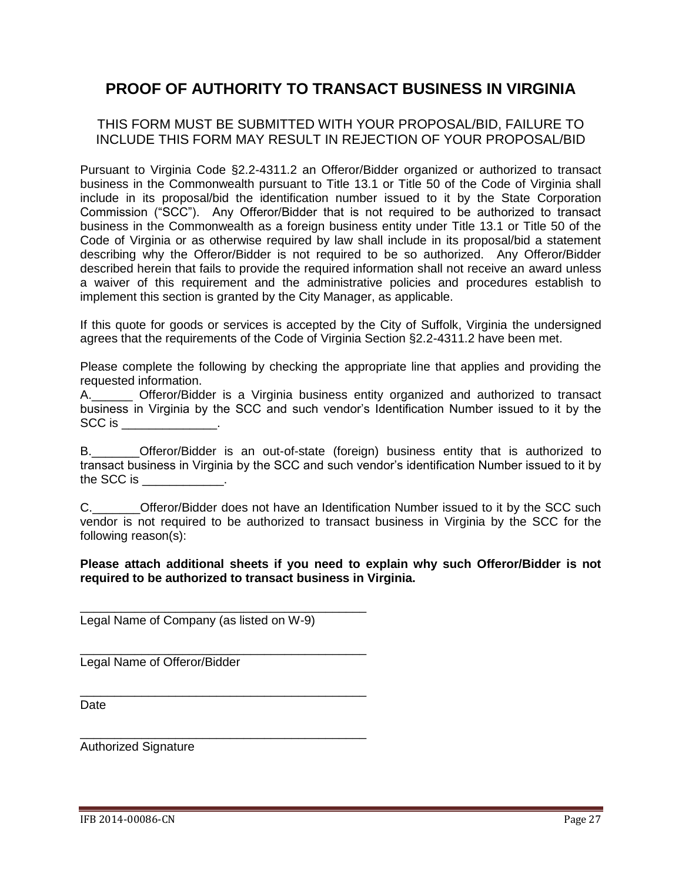# PROOF OF AUTHORITY TO TRANSACT BUSINESS IN VIRGINIA

THIS FORM MUST BE SUBMITTED WITH YOUR PROPOSAL/BID, FAILURE TO INCLUDE THIS FORM MAY RESULT IN REJECTION OF YOUR PROPOSAL/BID

Pursuant to Virginia Code §2.2-4311.2 an Offeror/Bidder organized or authorized to transact business in the Commonwealth pursuant to Title 13.1 or Title 50 of the Code of Virginia shall include in its proposal/bid the identification number issued to it by the State Corporation Commission ("SCC"). Any Offeror/Bidder that is not required to be authorized to transact business in the Commonwealth as a foreign business entity under Title 13.1 or Title 50 of the Code of Virginia or as otherwise required by law shall include in its proposal/bid a statement describing why the Offeror/Bidder is not required to be so authorized. Any Offeror/Bidder described herein that fails to provide the required information shall not receive an award unless a waiver of this requirement and the administrative policies and procedures establish to implement this section is granted by the City Manager, as applicable.

If this quote for goods or services is accepted by the City of Suffolk, Virginia the undersigned agrees that the requirements of the Code of Virginia Section §2.2-4311.2 have been met.

Please complete the following by checking the appropriate line that applies and providing the requested information.

A.______ Offeror/Bidder is a Virginia business entity organized and authorized to transact business in Virginia by the SCC and such vendor's Identification Number issued to it by the SCC is ______________.

B._______Offeror/Bidder is an out-of-state (foreign) business entity that is authorized to transact business in Virginia by the SCC and such vendor's identification Number issued to it by the SCC is ____________.

C._______Offeror/Bidder does not have an Identification Number issued to it by the SCC such vendor is not required to be authorized to transact business in Virginia by the SCC for the following reason(s):

**Please attach additional sheets if you need to explain why such Offeror/Bidder is not required to be authorized to transact business in Virginia.**

___________________________________________
Legal Name of Company (as listed on W-9)

___________________________________________
Legal Name of Offeror/Bidder

___________________________________________
Date

___________________________________________
Authorized Signature